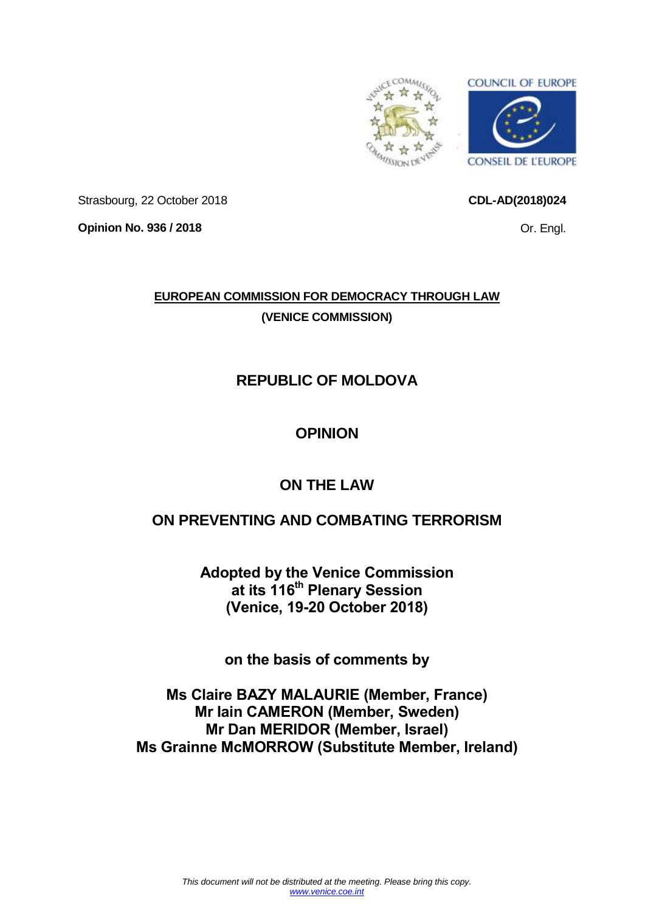COUNCIL OF EUROPE

CONSEIL DE L'EUROPE

Strasbourg, 22 October 2018

**CDL-AD(2018)024**

**Opinion No. 936 / 2018**

Or. Engl.

**EUROPEAN COMMISSION FOR DEMOCRACY THROUGH LAW**

**(VENICE COMMISSION)**

# REPUBLIC OF MOLDOVA

# OPINION

# ON THE LAW

# ON PREVENTING AND COMBATING TERRORISM

**Adopted by the Venice Commission at its 116th Plenary Session (Venice, 19-20 October 2018)**

**on the basis of comments by**

**Ms Claire BAZY MALAURIE (Member, France)**
**Mr Iain CAMERON (Member, Sweden)**
**Mr Dan MERIDOR (Member, Israel)**
**Ms Grainne McMORROW (Substitute Member, Ireland)**

*This document will not be distributed at the meeting. Please bring this copy.*
*www.venice.coe.int*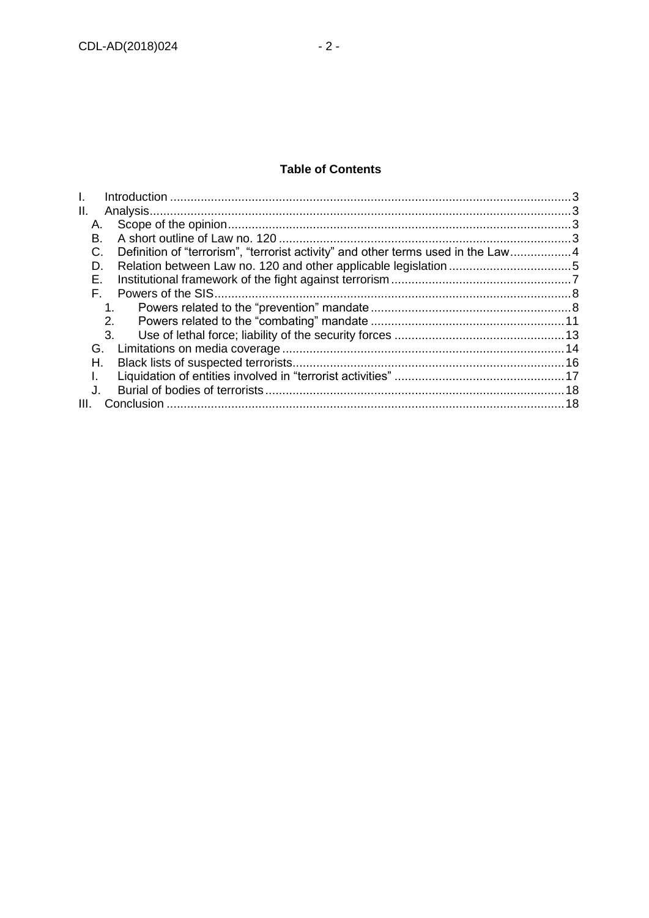**Table of Contents**

I. Introduction ..... 3
II. Analysis ..... 3
  A. Scope of the opinion ..... 3
  B. A short outline of Law no. 120 ..... 3
  C. Definition of "terrorism", "terrorist activity" and other terms used in the Law ..... 4
  D. Relation between Law no. 120 and other applicable legislation ..... 5
  E. Institutional framework of the fight against terrorism ..... 7
  F. Powers of the SIS ..... 8
    1. Powers related to the "prevention" mandate ..... 8
    2. Powers related to the "combating" mandate ..... 11
    3. Use of lethal force; liability of the security forces ..... 13
  G. Limitations on media coverage ..... 14
  H. Black lists of suspected terrorists ..... 16
  I. Liquidation of entities involved in "terrorist activities" ..... 17
  J. Burial of bodies of terrorists ..... 18
III. Conclusion ..... 18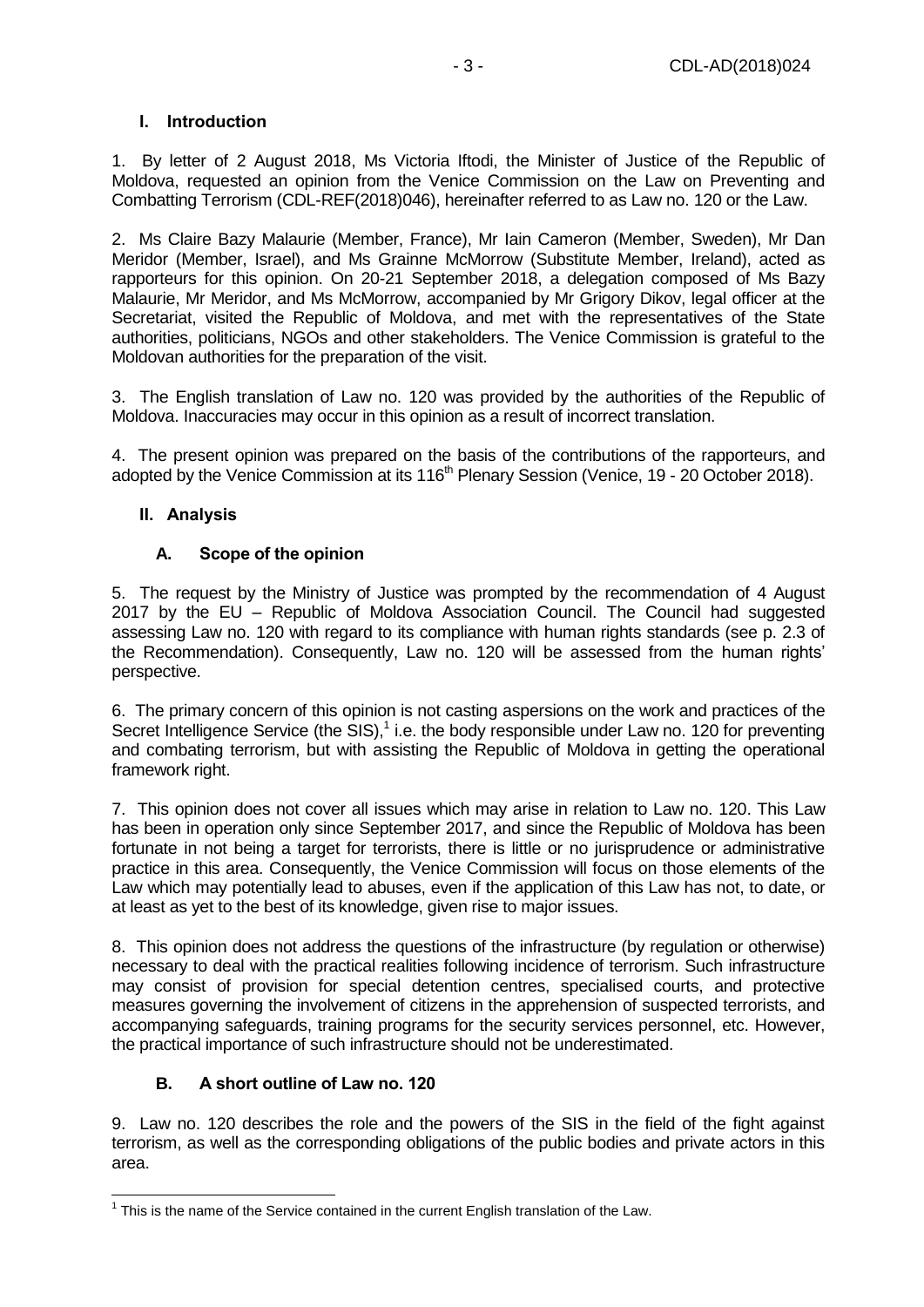## I. Introduction

1. By letter of 2 August 2018, Ms Victoria Iftodi, the Minister of Justice of the Republic of Moldova, requested an opinion from the Venice Commission on the Law on Preventing and Combatting Terrorism (CDL-REF(2018)046), hereinafter referred to as Law no. 120 or the Law.

2. Ms Claire Bazy Malaurie (Member, France), Mr Iain Cameron (Member, Sweden), Mr Dan Meridor (Member, Israel), and Ms Grainne McMorrow (Substitute Member, Ireland), acted as rapporteurs for this opinion. On 20-21 September 2018, a delegation composed of Ms Bazy Malaurie, Mr Meridor, and Ms McMorrow, accompanied by Mr Grigory Dikov, legal officer at the Secretariat, visited the Republic of Moldova, and met with the representatives of the State authorities, politicians, NGOs and other stakeholders. The Venice Commission is grateful to the Moldovan authorities for the preparation of the visit.

3. The English translation of Law no. 120 was provided by the authorities of the Republic of Moldova. Inaccuracies may occur in this opinion as a result of incorrect translation.

4. The present opinion was prepared on the basis of the contributions of the rapporteurs, and adopted by the Venice Commission at its 116th Plenary Session (Venice, 19 - 20 October 2018).

## II. Analysis

### A. Scope of the opinion

5. The request by the Ministry of Justice was prompted by the recommendation of 4 August 2017 by the EU – Republic of Moldova Association Council. The Council had suggested assessing Law no. 120 with regard to its compliance with human rights standards (see p. 2.3 of the Recommendation). Consequently, Law no. 120 will be assessed from the human rights' perspective.

6. The primary concern of this opinion is not casting aspersions on the work and practices of the Secret Intelligence Service (the SIS),[1] i.e. the body responsible under Law no. 120 for preventing and combating terrorism, but with assisting the Republic of Moldova in getting the operational framework right.

7. This opinion does not cover all issues which may arise in relation to Law no. 120. This Law has been in operation only since September 2017, and since the Republic of Moldova has been fortunate in not being a target for terrorists, there is little or no jurisprudence or administrative practice in this area. Consequently, the Venice Commission will focus on those elements of the Law which may potentially lead to abuses, even if the application of this Law has not, to date, or at least as yet to the best of its knowledge, given rise to major issues.

8. This opinion does not address the questions of the infrastructure (by regulation or otherwise) necessary to deal with the practical realities following incidence of terrorism. Such infrastructure may consist of provision for special detention centres, specialised courts, and protective measures governing the involvement of citizens in the apprehension of suspected terrorists, and accompanying safeguards, training programs for the security services personnel, etc. However, the practical importance of such infrastructure should not be underestimated.

### B. A short outline of Law no. 120

9. Law no. 120 describes the role and the powers of the SIS in the field of the fight against terrorism, as well as the corresponding obligations of the public bodies and private actors in this area.

[1] This is the name of the Service contained in the current English translation of the Law.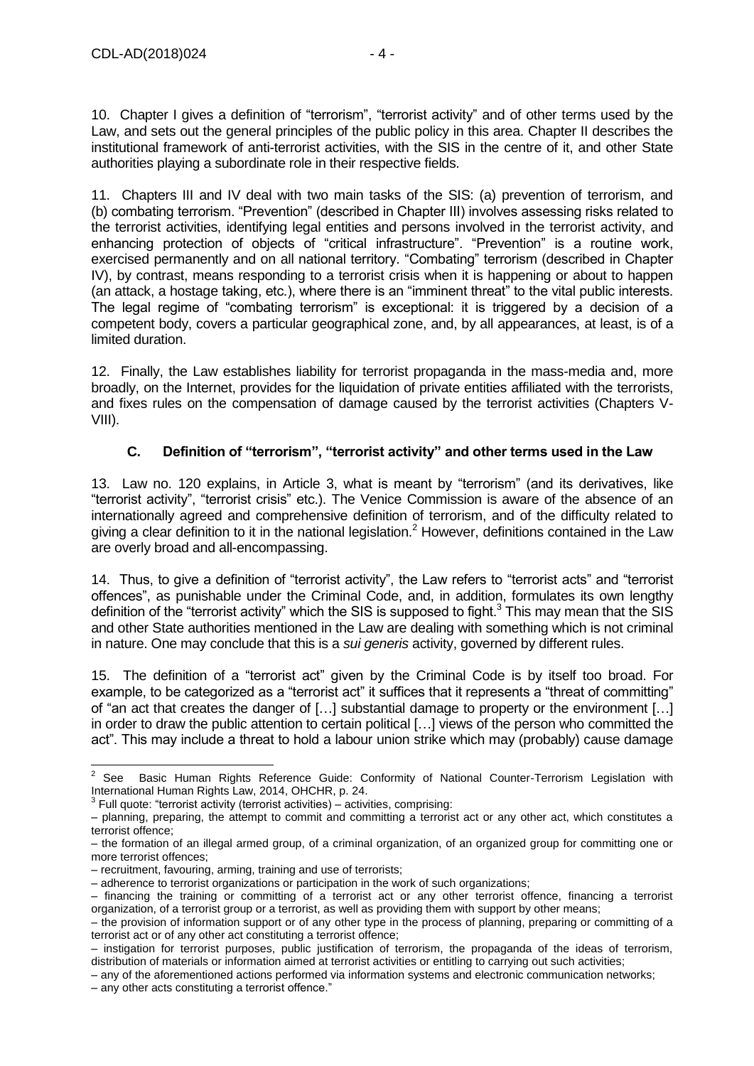10. Chapter I gives a definition of "terrorism", "terrorist activity" and of other terms used by the Law, and sets out the general principles of the public policy in this area. Chapter II describes the institutional framework of anti-terrorist activities, with the SIS in the centre of it, and other State authorities playing a subordinate role in their respective fields.

11. Chapters III and IV deal with two main tasks of the SIS: (a) prevention of terrorism, and (b) combating terrorism. "Prevention" (described in Chapter III) involves assessing risks related to the terrorist activities, identifying legal entities and persons involved in the terrorist activity, and enhancing protection of objects of "critical infrastructure". "Prevention" is a routine work, exercised permanently and on all national territory. "Combating" terrorism (described in Chapter IV), by contrast, means responding to a terrorist crisis when it is happening or about to happen (an attack, a hostage taking, etc.), where there is an "imminent threat" to the vital public interests. The legal regime of "combating terrorism" is exceptional: it is triggered by a decision of a competent body, covers a particular geographical zone, and, by all appearances, at least, is of a limited duration.

12. Finally, the Law establishes liability for terrorist propaganda in the mass-media and, more broadly, on the Internet, provides for the liquidation of private entities affiliated with the terrorists, and fixes rules on the compensation of damage caused by the terrorist activities (Chapters V-VIII).

### C. Definition of "terrorism", "terrorist activity" and other terms used in the Law

13. Law no. 120 explains, in Article 3, what is meant by "terrorism" (and its derivatives, like "terrorist activity", "terrorist crisis" etc.). The Venice Commission is aware of the absence of an internationally agreed and comprehensive definition of terrorism, and of the difficulty related to giving a clear definition to it in the national legislation.[2] However, definitions contained in the Law are overly broad and all-encompassing.

14. Thus, to give a definition of "terrorist activity", the Law refers to "terrorist acts" and "terrorist offences", as punishable under the Criminal Code, and, in addition, formulates its own lengthy definition of the "terrorist activity" which the SIS is supposed to fight.[3] This may mean that the SIS and other State authorities mentioned in the Law are dealing with something which is not criminal in nature. One may conclude that this is a *sui generis* activity, governed by different rules.

15. The definition of a "terrorist act" given by the Criminal Code is by itself too broad. For example, to be categorized as a "terrorist act" it suffices that it represents a "threat of committing" of "an act that creates the danger of […] substantial damage to property or the environment […] in order to draw the public attention to certain political […] views of the person who committed the act". This may include a threat to hold a labour union strike which may (probably) cause damage

---

[2] See Basic Human Rights Reference Guide: Conformity of National Counter-Terrorism Legislation with International Human Rights Law, 2014, OHCHR, p. 24.

[3] Full quote: "terrorist activity (terrorist activities) – activities, comprising:

– planning, preparing, the attempt to commit and committing a terrorist act or any other act, which constitutes a terrorist offence;

– the formation of an illegal armed group, of a criminal organization, of an organized group for committing one or more terrorist offences;

– recruitment, favouring, arming, training and use of terrorists;

– adherence to terrorist organizations or participation in the work of such organizations;

– financing the training or committing of a terrorist act or any other terrorist offence, financing a terrorist organization, of a terrorist group or a terrorist, as well as providing them with support by other means;

– the provision of information support or of any other type in the process of planning, preparing or committing of a terrorist act or of any other act constituting a terrorist offence;

– instigation for terrorist purposes, public justification of terrorism, the propaganda of the ideas of terrorism, distribution of materials or information aimed at terrorist activities or entitling to carrying out such activities;

– any of the aforementioned actions performed via information systems and electronic communication networks;

– any other acts constituting a terrorist offence."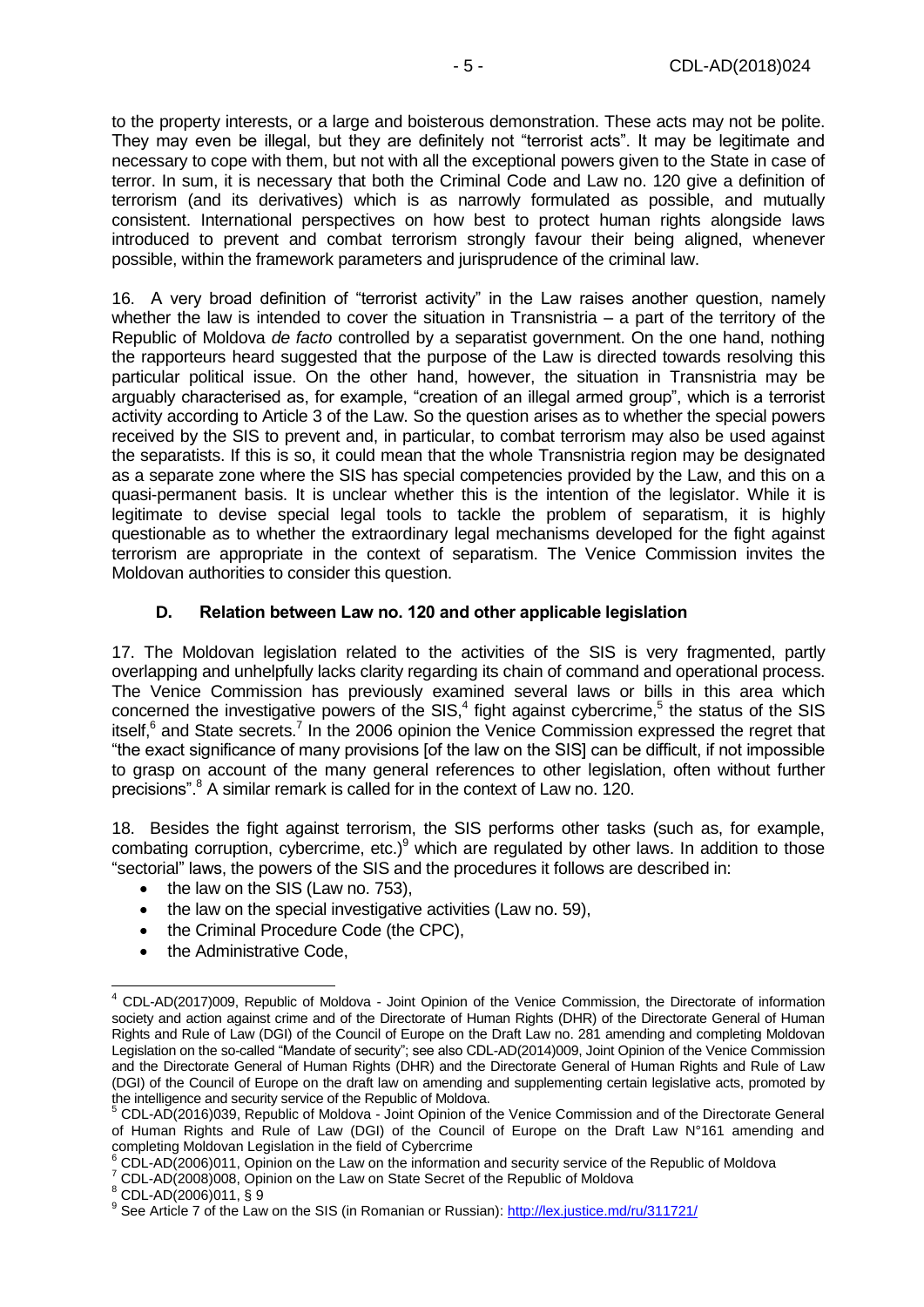to the property interests, or a large and boisterous demonstration. These acts may not be polite. They may even be illegal, but they are definitely not "terrorist acts". It may be legitimate and necessary to cope with them, but not with all the exceptional powers given to the State in case of terror. In sum, it is necessary that both the Criminal Code and Law no. 120 give a definition of terrorism (and its derivatives) which is as narrowly formulated as possible, and mutually consistent. International perspectives on how best to protect human rights alongside laws introduced to prevent and combat terrorism strongly favour their being aligned, whenever possible, within the framework parameters and jurisprudence of the criminal law.

16. A very broad definition of "terrorist activity" in the Law raises another question, namely whether the law is intended to cover the situation in Transnistria – a part of the territory of the Republic of Moldova *de facto* controlled by a separatist government. On the one hand, nothing the rapporteurs heard suggested that the purpose of the Law is directed towards resolving this particular political issue. On the other hand, however, the situation in Transnistria may be arguably characterised as, for example, "creation of an illegal armed group", which is a terrorist activity according to Article 3 of the Law. So the question arises as to whether the special powers received by the SIS to prevent and, in particular, to combat terrorism may also be used against the separatists. If this is so, it could mean that the whole Transnistria region may be designated as a separate zone where the SIS has special competencies provided by the Law, and this on a quasi-permanent basis. It is unclear whether this is the intention of the legislator. While it is legitimate to devise special legal tools to tackle the problem of separatism, it is highly questionable as to whether the extraordinary legal mechanisms developed for the fight against terrorism are appropriate in the context of separatism. The Venice Commission invites the Moldovan authorities to consider this question.

### D. Relation between Law no. 120 and other applicable legislation

17. The Moldovan legislation related to the activities of the SIS is very fragmented, partly overlapping and unhelpfully lacks clarity regarding its chain of command and operational process. The Venice Commission has previously examined several laws or bills in this area which concerned the investigative powers of the SIS,[4] fight against cybercrime,[5] the status of the SIS itself,[6] and State secrets.[7] In the 2006 opinion the Venice Commission expressed the regret that "the exact significance of many provisions [of the law on the SIS] can be difficult, if not impossible to grasp on account of the many general references to other legislation, often without further precisions".[8] A similar remark is called for in the context of Law no. 120.

18. Besides the fight against terrorism, the SIS performs other tasks (such as, for example, combating corruption, cybercrime, etc.)[9] which are regulated by other laws. In addition to those "sectorial" laws, the powers of the SIS and the procedures it follows are described in:

- the law on the SIS (Law no. 753),
- the law on the special investigative activities (Law no. 59),
- the Criminal Procedure Code (the CPC),
- the Administrative Code,

---

[4] CDL-AD(2017)009, Republic of Moldova - Joint Opinion of the Venice Commission, the Directorate of information society and action against crime and of the Directorate of Human Rights (DHR) of the Directorate General of Human Rights and Rule of Law (DGI) of the Council of Europe on the Draft Law no. 281 amending and completing Moldovan Legislation on the so-called "Mandate of security"; see also CDL-AD(2014)009, Joint Opinion of the Venice Commission and the Directorate General of Human Rights (DHR) and the Directorate General of Human Rights and Rule of Law (DGI) of the Council of Europe on the draft law on amending and supplementing certain legislative acts, promoted by the intelligence and security service of the Republic of Moldova.

[5] CDL-AD(2016)039, Republic of Moldova - Joint Opinion of the Venice Commission and of the Directorate General of Human Rights and Rule of Law (DGI) of the Council of Europe on the Draft Law N°161 amending and completing Moldovan Legislation in the field of Cybercrime

[6] CDL-AD(2006)011, Opinion on the Law on the information and security service of the Republic of Moldova

[7] CDL-AD(2008)008, Opinion on the Law on State Secret of the Republic of Moldova

[8] CDL-AD(2006)011, § 9

[9] See Article 7 of the Law on the SIS (in Romanian or Russian): http://lex.justice.md/ru/311721/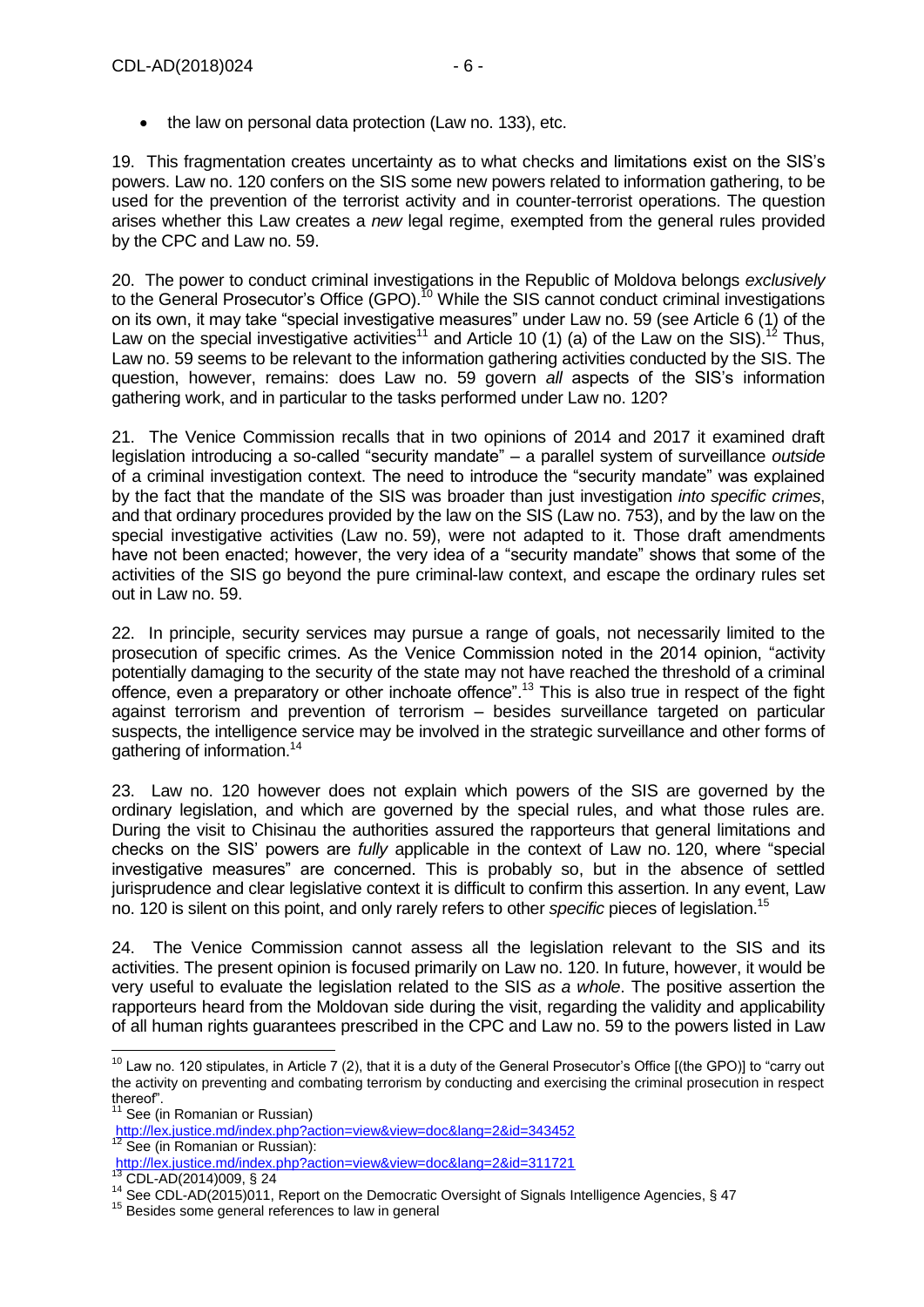- the law on personal data protection (Law no. 133), etc.

19. This fragmentation creates uncertainty as to what checks and limitations exist on the SIS's powers. Law no. 120 confers on the SIS some new powers related to information gathering, to be used for the prevention of the terrorist activity and in counter-terrorist operations. The question arises whether this Law creates a *new* legal regime, exempted from the general rules provided by the CPC and Law no. 59.

20. The power to conduct criminal investigations in the Republic of Moldova belongs *exclusively* to the General Prosecutor's Office (GPO).[10] While the SIS cannot conduct criminal investigations on its own, it may take "special investigative measures" under Law no. 59 (see Article 6 (1) of the Law on the special investigative activities[11] and Article 10 (1) (a) of the Law on the SIS).[12] Thus, Law no. 59 seems to be relevant to the information gathering activities conducted by the SIS. The question, however, remains: does Law no. 59 govern *all* aspects of the SIS's information gathering work, and in particular to the tasks performed under Law no. 120?

21. The Venice Commission recalls that in two opinions of 2014 and 2017 it examined draft legislation introducing a so-called "security mandate" – a parallel system of surveillance *outside* of a criminal investigation context. The need to introduce the "security mandate" was explained by the fact that the mandate of the SIS was broader than just investigation *into specific crimes*, and that ordinary procedures provided by the law on the SIS (Law no. 753), and by the law on the special investigative activities (Law no. 59), were not adapted to it. Those draft amendments have not been enacted; however, the very idea of a "security mandate" shows that some of the activities of the SIS go beyond the pure criminal-law context, and escape the ordinary rules set out in Law no. 59.

22. In principle, security services may pursue a range of goals, not necessarily limited to the prosecution of specific crimes. As the Venice Commission noted in the 2014 opinion, "activity potentially damaging to the security of the state may not have reached the threshold of a criminal offence, even a preparatory or other inchoate offence".[13] This is also true in respect of the fight against terrorism and prevention of terrorism – besides surveillance targeted on particular suspects, the intelligence service may be involved in the strategic surveillance and other forms of gathering of information.[14]

23. Law no. 120 however does not explain which powers of the SIS are governed by the ordinary legislation, and which are governed by the special rules, and what those rules are. During the visit to Chisinau the authorities assured the rapporteurs that general limitations and checks on the SIS' powers are *fully* applicable in the context of Law no. 120, where "special investigative measures" are concerned. This is probably so, but in the absence of settled jurisprudence and clear legislative context it is difficult to confirm this assertion. In any event, Law no. 120 is silent on this point, and only rarely refers to other *specific* pieces of legislation.[15]

24. The Venice Commission cannot assess all the legislation relevant to the SIS and its activities. The present opinion is focused primarily on Law no. 120. In future, however, it would be very useful to evaluate the legislation related to the SIS *as a whole*. The positive assertion the rapporteurs heard from the Moldovan side during the visit, regarding the validity and applicability of all human rights guarantees prescribed in the CPC and Law no. 59 to the powers listed in Law

---

[10] Law no. 120 stipulates, in Article 7 (2), that it is a duty of the General Prosecutor's Office [(the GPO)] to "carry out the activity on preventing and combating terrorism by conducting and exercising the criminal prosecution in respect thereof".

[11] See (in Romanian or Russian) http://lex.justice.md/index.php?action=view&view=doc&lang=2&id=343452

[12] See (in Romanian or Russian): http://lex.justice.md/index.php?action=view&view=doc&lang=2&id=311721

[13] CDL-AD(2014)009, § 24

[14] See CDL-AD(2015)011, Report on the Democratic Oversight of Signals Intelligence Agencies, § 47

[15] Besides some general references to law in general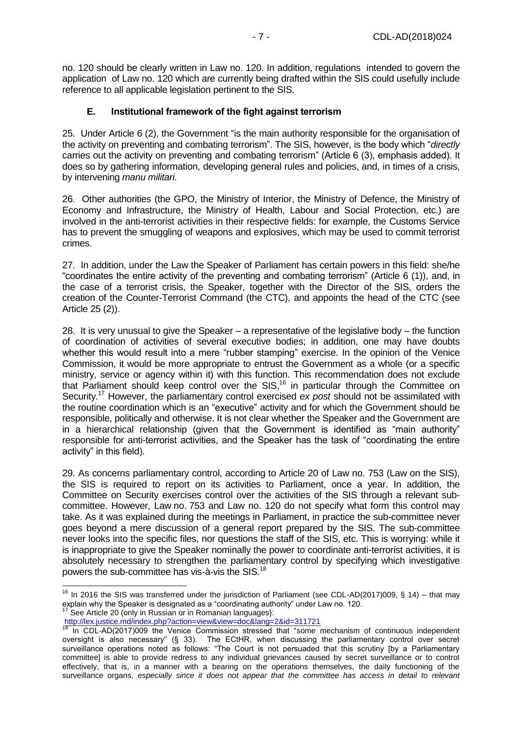no. 120 should be clearly written in Law no. 120. In addition, regulations intended to govern the application of Law no. 120 which are currently being drafted within the SIS could usefully include reference to all applicable legislation pertinent to the SIS.

### E. Institutional framework of the fight against terrorism

25. Under Article 6 (2), the Government "is the main authority responsible for the organisation of the activity on preventing and combating terrorism". The SIS, however, is the body which "*directly* carries out the activity on preventing and combating terrorism" (Article 6 (3), emphasis added). It does so by gathering information, developing general rules and policies, and, in times of a crisis, by intervening *manu militari*.

26. Other authorities (the GPO, the Ministry of Interior, the Ministry of Defence, the Ministry of Economy and Infrastructure, the Ministry of Health, Labour and Social Protection, etc.) are involved in the anti-terrorist activities in their respective fields: for example, the Customs Service has to prevent the smuggling of weapons and explosives, which may be used to commit terrorist crimes.

27. In addition, under the Law the Speaker of Parliament has certain powers in this field: she/he "coordinates the entire activity of the preventing and combating terrorism" (Article 6 (1)), and, in the case of a terrorist crisis, the Speaker, together with the Director of the SIS, orders the creation of the Counter-Terrorist Command (the CTC), and appoints the head of the CTC (see Article 25 (2)).

28. It is very unusual to give the Speaker – a representative of the legislative body – the function of coordination of activities of several executive bodies; in addition, one may have doubts whether this would result into a mere "rubber stamping" exercise. In the opinion of the Venice Commission, it would be more appropriate to entrust the Government as a whole (or a specific ministry, service or agency within it) with this function. This recommendation does not exclude that Parliament should keep control over the SIS,[16] in particular through the Committee on Security.[17] However, the parliamentary control exercised *ex post* should not be assimilated with the routine coordination which is an "executive" activity and for which the Government should be responsible, politically and otherwise. It is not clear whether the Speaker and the Government are in a hierarchical relationship (given that the Government is identified as "main authority" responsible for anti-terrorist activities, and the Speaker has the task of "coordinating the entire activity" in this field).

29. As concerns parliamentary control, according to Article 20 of Law no. 753 (Law on the SIS), the SIS is required to report on its activities to Parliament, once a year. In addition, the Committee on Security exercises control over the activities of the SIS through a relevant sub-committee. However, Law no. 753 and Law no. 120 do not specify what form this control may take. As it was explained during the meetings in Parliament, in practice the sub-committee never goes beyond a mere discussion of a general report prepared by the SIS. The sub-committee never looks into the specific files, nor questions the staff of the SIS, etc. This is worrying: while it is inappropriate to give the Speaker nominally the power to coordinate anti-terrorist activities, it is absolutely necessary to strengthen the parliamentary control by specifying which investigative powers the sub-committee has vis-à-vis the SIS.[18]

---

[16] In 2016 the SIS was transferred under the jurisdiction of Parliament (see CDL-AD(2017)009, § 14) – that may explain why the Speaker is designated as a "coordinating authority" under Law no. 120.

[17] See Article 20 (only in Russian or in Romanian languages): http://lex.justice.md/index.php?action=view&view=doc&lang=2&id=311721

[18] In CDL-AD(2017)009 the Venice Commission stressed that "some mechanism of continuous independent oversight is also necessary" (§ 33). The ECtHR, when discussing the parliamentary control over secret surveillance operations noted as follows: "The Court is not persuaded that this scrutiny [by a Parliamentary committee] is able to provide redress to any individual grievances caused by secret surveillance or to control effectively, that is, in a manner with a bearing on the operations themselves, the daily functioning of the surveillance organs, *especially since it does not appear that the committee has access in detail to relevant*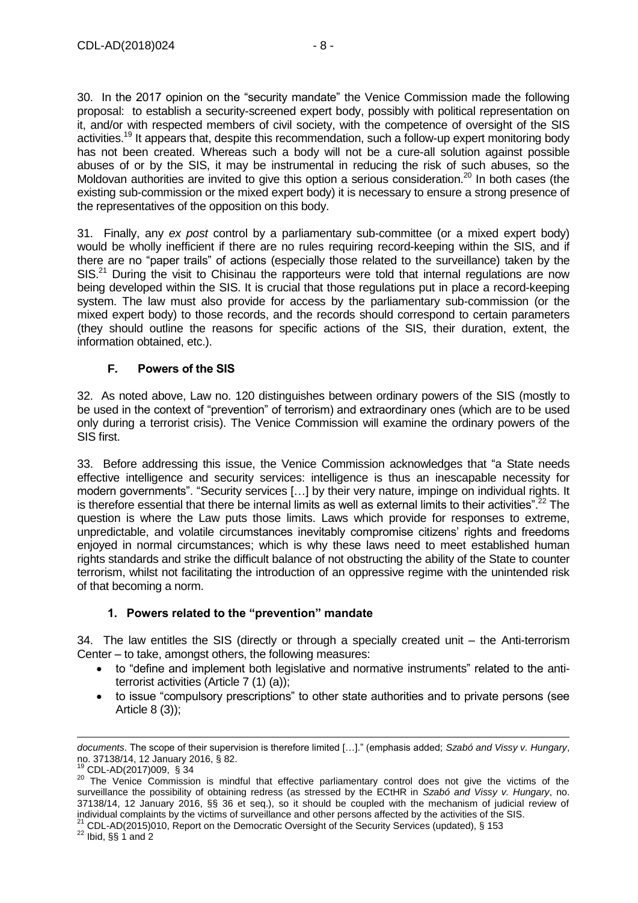30. In the 2017 opinion on the "security mandate" the Venice Commission made the following proposal: to establish a security-screened expert body, possibly with political representation on it, and/or with respected members of civil society, with the competence of oversight of the SIS activities.[19] It appears that, despite this recommendation, such a follow-up expert monitoring body has not been created. Whereas such a body will not be a cure-all solution against possible abuses of or by the SIS, it may be instrumental in reducing the risk of such abuses, so the Moldovan authorities are invited to give this option a serious consideration.[20] In both cases (the existing sub-commission or the mixed expert body) it is necessary to ensure a strong presence of the representatives of the opposition on this body.

31. Finally, any *ex post* control by a parliamentary sub-committee (or a mixed expert body) would be wholly inefficient if there are no rules requiring record-keeping within the SIS, and if there are no "paper trails" of actions (especially those related to the surveillance) taken by the SIS.[21] During the visit to Chisinau the rapporteurs were told that internal regulations are now being developed within the SIS. It is crucial that those regulations put in place a record-keeping system. The law must also provide for access by the parliamentary sub-commission (or the mixed expert body) to those records, and the records should correspond to certain parameters (they should outline the reasons for specific actions of the SIS, their duration, extent, the information obtained, etc.).

## F. Powers of the SIS

32. As noted above, Law no. 120 distinguishes between ordinary powers of the SIS (mostly to be used in the context of "prevention" of terrorism) and extraordinary ones (which are to be used only during a terrorist crisis). The Venice Commission will examine the ordinary powers of the SIS first.

33. Before addressing this issue, the Venice Commission acknowledges that "a State needs effective intelligence and security services: intelligence is thus an inescapable necessity for modern governments". "Security services […] by their very nature, impinge on individual rights. It is therefore essential that there be internal limits as well as external limits to their activities".[22] The question is where the Law puts those limits. Laws which provide for responses to extreme, unpredictable, and volatile circumstances inevitably compromise citizens' rights and freedoms enjoyed in normal circumstances; which is why these laws need to meet established human rights standards and strike the difficult balance of not obstructing the ability of the State to counter terrorism, whilst not facilitating the introduction of an oppressive regime with the unintended risk of that becoming a norm.

### 1. Powers related to the "prevention" mandate

34. The law entitles the SIS (directly or through a specially created unit – the Anti-terrorism Center – to take, amongst others, the following measures:

- to "define and implement both legislative and normative instruments" related to the anti-terrorist activities (Article 7 (1) (a));
- to issue "compulsory prescriptions" to other state authorities and to private persons (see Article 8 (3));

---

*documents*. The scope of their supervision is therefore limited […]." (emphasis added; *Szabó and Vissy v. Hungary*, no. 37138/14, 12 January 2016, § 82.

[19] CDL-AD(2017)009, § 34

[20] The Venice Commission is mindful that effective parliamentary control does not give the victims of the surveillance the possibility of obtaining redress (as stressed by the ECtHR in *Szabó and Vissy v. Hungary*, no. 37138/14, 12 January 2016, §§ 36 et seq.), so it should be coupled with the mechanism of judicial review of individual complaints by the victims of surveillance and other persons affected by the activities of the SIS.

[21] CDL-AD(2015)010, Report on the Democratic Oversight of the Security Services (updated), § 153

[22] Ibid, §§ 1 and 2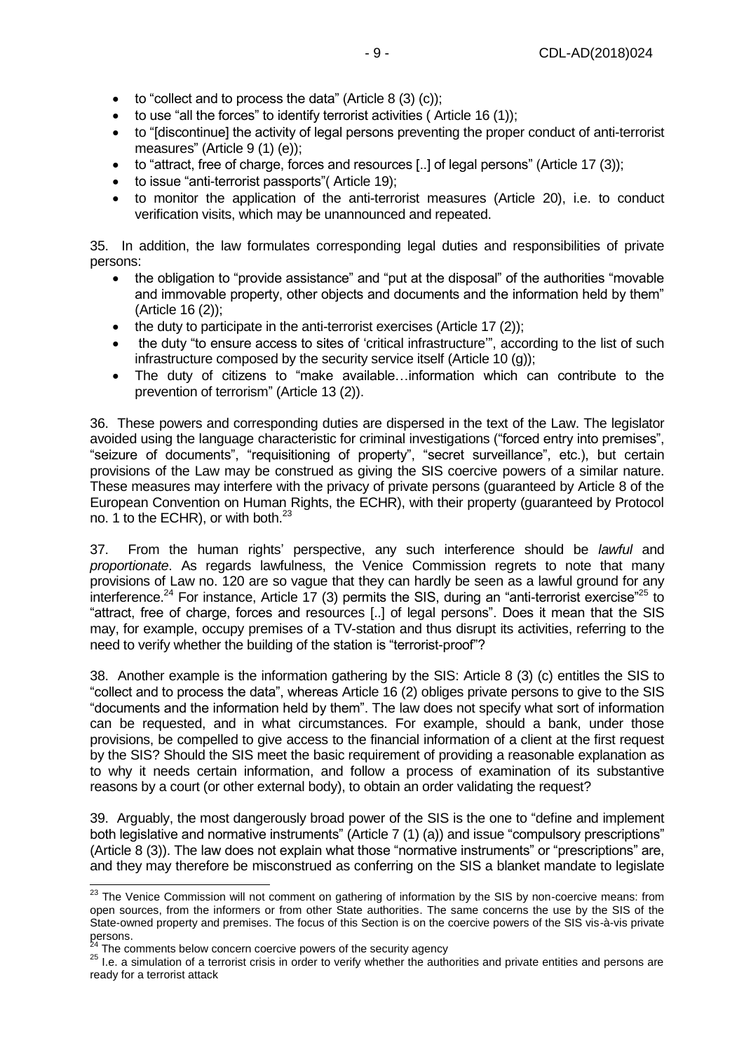- to "collect and to process the data" (Article 8 (3) (c));
- to use "all the forces" to identify terrorist activities ( Article 16 (1));
- to "[discontinue] the activity of legal persons preventing the proper conduct of anti-terrorist measures" (Article 9 (1) (e));
- to "attract, free of charge, forces and resources [..] of legal persons" (Article 17 (3));
- to issue "anti-terrorist passports"( Article 19);
- to monitor the application of the anti-terrorist measures (Article 20), i.e. to conduct verification visits, which may be unannounced and repeated.

35. In addition, the law formulates corresponding legal duties and responsibilities of private persons:

- the obligation to "provide assistance" and "put at the disposal" of the authorities "movable and immovable property, other objects and documents and the information held by them" (Article 16 (2));
- the duty to participate in the anti-terrorist exercises (Article 17 (2));
- the duty "to ensure access to sites of 'critical infrastructure'", according to the list of such infrastructure composed by the security service itself (Article 10 (g));
- The duty of citizens to "make available…information which can contribute to the prevention of terrorism" (Article 13 (2)).

36. These powers and corresponding duties are dispersed in the text of the Law. The legislator avoided using the language characteristic for criminal investigations ("forced entry into premises", "seizure of documents", "requisitioning of property", "secret surveillance", etc.), but certain provisions of the Law may be construed as giving the SIS coercive powers of a similar nature. These measures may interfere with the privacy of private persons (guaranteed by Article 8 of the European Convention on Human Rights, the ECHR), with their property (guaranteed by Protocol no. 1 to the ECHR), or with both.[23]

37. From the human rights' perspective, any such interference should be *lawful* and *proportionate*. As regards lawfulness, the Venice Commission regrets to note that many provisions of Law no. 120 are so vague that they can hardly be seen as a lawful ground for any interference.[24] For instance, Article 17 (3) permits the SIS, during an "anti-terrorist exercise"[25] to "attract, free of charge, forces and resources [..] of legal persons". Does it mean that the SIS may, for example, occupy premises of a TV-station and thus disrupt its activities, referring to the need to verify whether the building of the station is "terrorist-proof"?

38. Another example is the information gathering by the SIS: Article 8 (3) (c) entitles the SIS to "collect and to process the data", whereas Article 16 (2) obliges private persons to give to the SIS "documents and the information held by them". The law does not specify what sort of information can be requested, and in what circumstances. For example, should a bank, under those provisions, be compelled to give access to the financial information of a client at the first request by the SIS? Should the SIS meet the basic requirement of providing a reasonable explanation as to why it needs certain information, and follow a process of examination of its substantive reasons by a court (or other external body), to obtain an order validating the request?

39. Arguably, the most dangerously broad power of the SIS is the one to "define and implement both legislative and normative instruments" (Article 7 (1) (a)) and issue "compulsory prescriptions" (Article 8 (3)). The law does not explain what those "normative instruments" or "prescriptions" are, and they may therefore be misconstrued as conferring on the SIS a blanket mandate to legislate

---

[23] The Venice Commission will not comment on gathering of information by the SIS by non-coercive means: from open sources, from the informers or from other State authorities. The same concerns the use by the SIS of the State-owned property and premises. The focus of this Section is on the coercive powers of the SIS vis-à-vis private persons.

[24] The comments below concern coercive powers of the security agency

[25] I.e. a simulation of a terrorist crisis in order to verify whether the authorities and private entities and persons are ready for a terrorist attack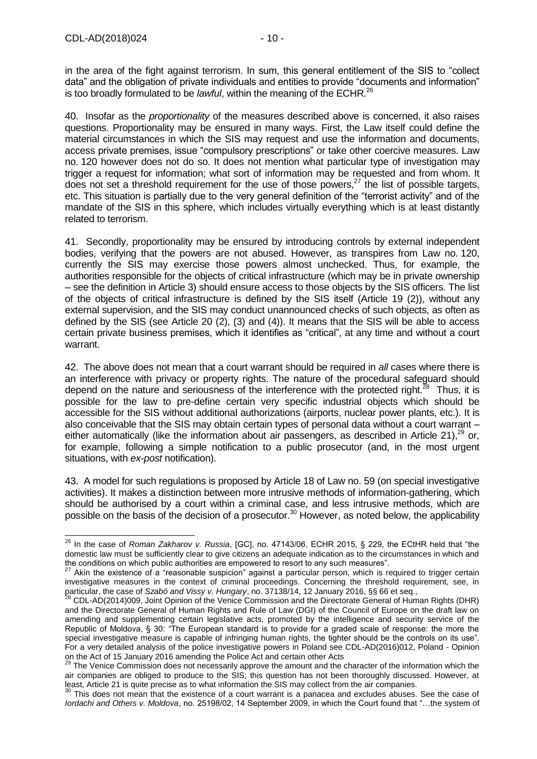in the area of the fight against terrorism. In sum, this general entitlement of the SIS to "collect data" and the obligation of private individuals and entities to provide "documents and information" is too broadly formulated to be *lawful*, within the meaning of the ECHR.[26]

40. Insofar as the *proportionality* of the measures described above is concerned, it also raises questions. Proportionality may be ensured in many ways. First, the Law itself could define the material circumstances in which the SIS may request and use the information and documents, access private premises, issue "compulsory prescriptions" or take other coercive measures. Law no. 120 however does not do so. It does not mention what particular type of investigation may trigger a request for information; what sort of information may be requested and from whom. It does not set a threshold requirement for the use of those powers,[27] the list of possible targets, etc. This situation is partially due to the very general definition of the "terrorist activity" and of the mandate of the SIS in this sphere, which includes virtually everything which is at least distantly related to terrorism.

41. Secondly, proportionality may be ensured by introducing controls by external independent bodies, verifying that the powers are not abused. However, as transpires from Law no. 120, currently the SIS may exercise those powers almost unchecked. Thus, for example, the authorities responsible for the objects of critical infrastructure (which may be in private ownership – see the definition in Article 3) should ensure access to those objects by the SIS officers. The list of the objects of critical infrastructure is defined by the SIS itself (Article 19 (2)), without any external supervision, and the SIS may conduct unannounced checks of such objects, as often as defined by the SIS (see Article 20 (2), (3) and (4)). It means that the SIS will be able to access certain private business premises, which it identifies as "critical", at any time and without a court warrant.

42. The above does not mean that a court warrant should be required in *all* cases where there is an interference with privacy or property rights. The nature of the procedural safeguard should depend on the nature and seriousness of the interference with the protected right.[28] Thus, it is possible for the law to pre-define certain very specific industrial objects which should be accessible for the SIS without additional authorizations (airports, nuclear power plants, etc.). It is also conceivable that the SIS may obtain certain types of personal data without a court warrant – either automatically (like the information about air passengers, as described in Article 21),[29] or, for example, following a simple notification to a public prosecutor (and, in the most urgent situations, with *ex-post* notification).

43. A model for such regulations is proposed by Article 18 of Law no. 59 (on special investigative activities). It makes a distinction between more intrusive methods of information-gathering, which should be authorised by a court within a criminal case, and less intrusive methods, which are possible on the basis of the decision of a prosecutor.[30] However, as noted below, the applicability

---

[26] In the case of *Roman Zakharov v. Russia*, [GC], no. 47143/06, ECHR 2015, § 229, the ECtHR held that "the domestic law must be sufficiently clear to give citizens an adequate indication as to the circumstances in which and the conditions on which public authorities are empowered to resort to any such measures".

[27] Akin the existence of a "reasonable suspicion" against a particular person, which is required to trigger certain investigative measures in the context of criminal proceedings. Concerning the threshold requirement, see, in particular, the case of *Szabó and Vissy v. Hungary*, no. 37138/14, 12 January 2016, §§ 66 et seq.,

[28] CDL-AD(2014)009, Joint Opinion of the Venice Commission and the Directorate General of Human Rights (DHR) and the Directorate General of Human Rights and Rule of Law (DGI) of the Council of Europe on the draft law on amending and supplementing certain legislative acts, promoted by the intelligence and security service of the Republic of Moldova, § 30: "The European standard is to provide for a graded scale of response: the more the special investigative measure is capable of infringing human rights, the tighter should be the controls on its use". For a very detailed analysis of the police investigative powers in Poland see CDL-AD(2016)012, Poland - Opinion on the Act of 15 January 2016 amending the Police Act and certain other Acts

[29] The Venice Commission does not necessarily approve the amount and the character of the information which the air companies are obliged to produce to the SIS; this question has not been thoroughly discussed. However, at least, Article 21 is quite precise as to what information the SIS may collect from the air companies.

[30] This does not mean that the existence of a court warrant is a panacea and excludes abuses. See the case of *Iordachi and Others v. Moldova*, no. 25198/02, 14 September 2009, in which the Court found that "…the system of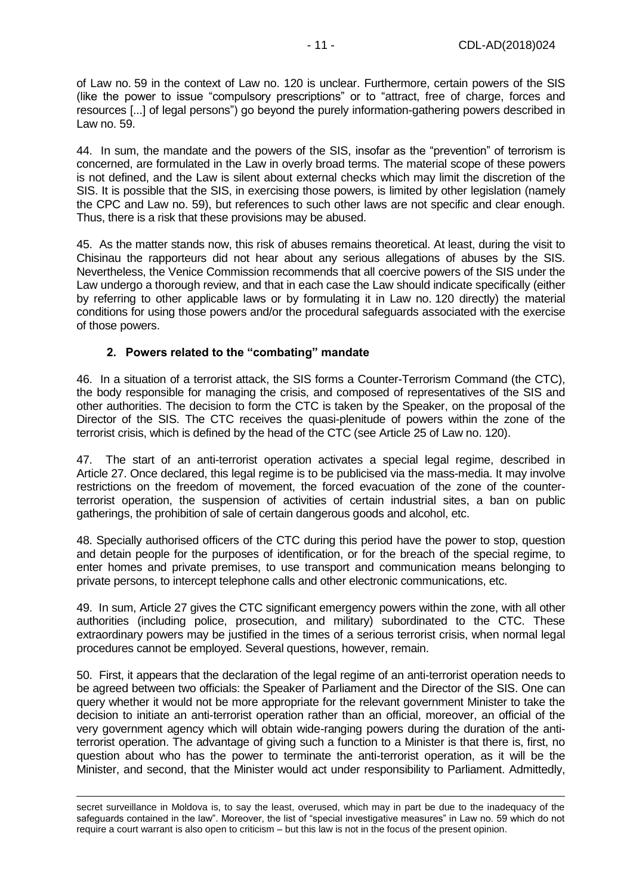of Law no. 59 in the context of Law no. 120 is unclear. Furthermore, certain powers of the SIS (like the power to issue "compulsory prescriptions" or to "attract, free of charge, forces and resources [...] of legal persons") go beyond the purely information-gathering powers described in Law no. 59.

44. In sum, the mandate and the powers of the SIS, insofar as the "prevention" of terrorism is concerned, are formulated in the Law in overly broad terms. The material scope of these powers is not defined, and the Law is silent about external checks which may limit the discretion of the SIS. It is possible that the SIS, in exercising those powers, is limited by other legislation (namely the CPC and Law no. 59), but references to such other laws are not specific and clear enough. Thus, there is a risk that these provisions may be abused.

45. As the matter stands now, this risk of abuses remains theoretical. At least, during the visit to Chisinau the rapporteurs did not hear about any serious allegations of abuses by the SIS. Nevertheless, the Venice Commission recommends that all coercive powers of the SIS under the Law undergo a thorough review, and that in each case the Law should indicate specifically (either by referring to other applicable laws or by formulating it in Law no. 120 directly) the material conditions for using those powers and/or the procedural safeguards associated with the exercise of those powers.

### 2. Powers related to the "combating" mandate

46. In a situation of a terrorist attack, the SIS forms a Counter-Terrorism Command (the CTC), the body responsible for managing the crisis, and composed of representatives of the SIS and other authorities. The decision to form the CTC is taken by the Speaker, on the proposal of the Director of the SIS. The CTC receives the quasi-plenitude of powers within the zone of the terrorist crisis, which is defined by the head of the CTC (see Article 25 of Law no. 120).

47. The start of an anti-terrorist operation activates a special legal regime, described in Article 27. Once declared, this legal regime is to be publicised via the mass-media. It may involve restrictions on the freedom of movement, the forced evacuation of the zone of the counter-terrorist operation, the suspension of activities of certain industrial sites, a ban on public gatherings, the prohibition of sale of certain dangerous goods and alcohol, etc.

48. Specially authorised officers of the CTC during this period have the power to stop, question and detain people for the purposes of identification, or for the breach of the special regime, to enter homes and private premises, to use transport and communication means belonging to private persons, to intercept telephone calls and other electronic communications, etc.

49. In sum, Article 27 gives the CTC significant emergency powers within the zone, with all other authorities (including police, prosecution, and military) subordinated to the CTC. These extraordinary powers may be justified in the times of a serious terrorist crisis, when normal legal procedures cannot be employed. Several questions, however, remain.

50. First, it appears that the declaration of the legal regime of an anti-terrorist operation needs to be agreed between two officials: the Speaker of Parliament and the Director of the SIS. One can query whether it would not be more appropriate for the relevant government Minister to take the decision to initiate an anti-terrorist operation rather than an official, moreover, an official of the very government agency which will obtain wide-ranging powers during the duration of the anti-terrorist operation. The advantage of giving such a function to a Minister is that there is, first, no question about who has the power to terminate the anti-terrorist operation, as it will be the Minister, and second, that the Minister would act under responsibility to Parliament. Admittedly,

---

secret surveillance in Moldova is, to say the least, overused, which may in part be due to the inadequacy of the safeguards contained in the law". Moreover, the list of "special investigative measures" in Law no. 59 which do not require a court warrant is also open to criticism – but this law is not in the focus of the present opinion.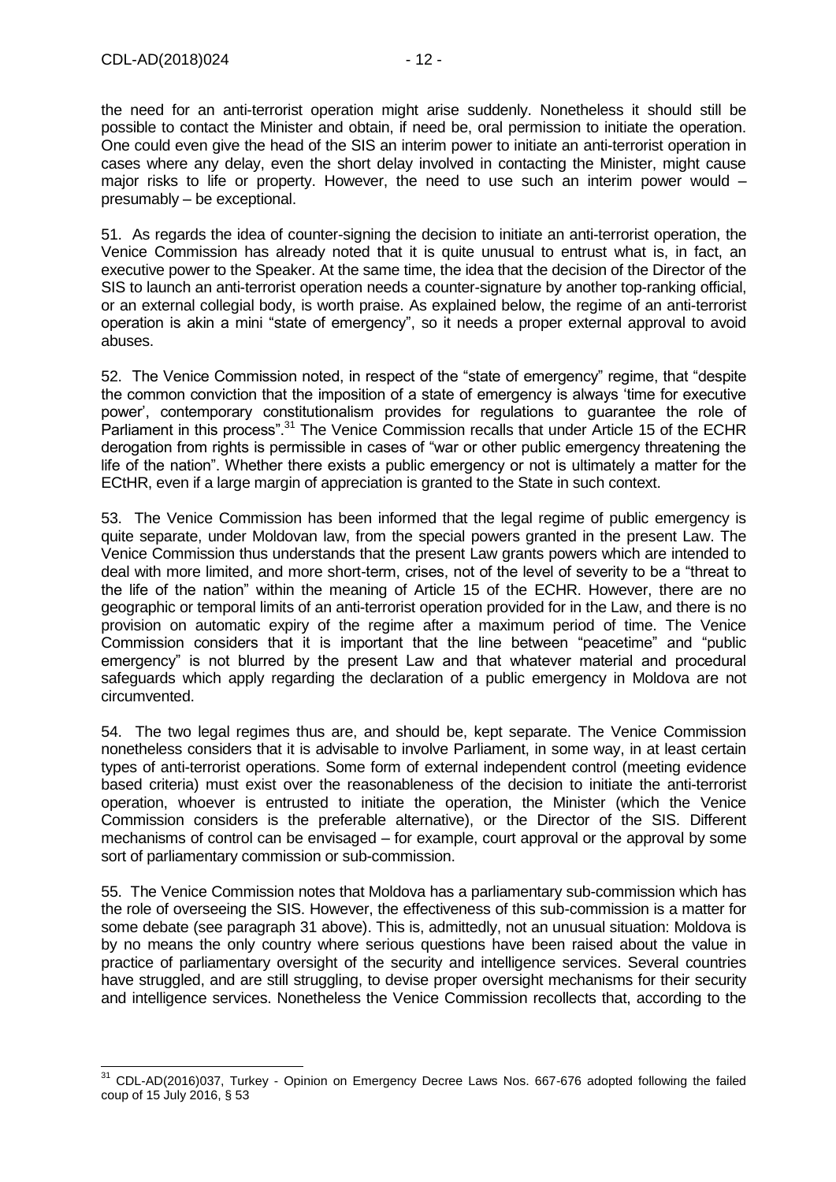the need for an anti-terrorist operation might arise suddenly. Nonetheless it should still be possible to contact the Minister and obtain, if need be, oral permission to initiate the operation. One could even give the head of the SIS an interim power to initiate an anti-terrorist operation in cases where any delay, even the short delay involved in contacting the Minister, might cause major risks to life or property. However, the need to use such an interim power would – presumably – be exceptional.

51. As regards the idea of counter-signing the decision to initiate an anti-terrorist operation, the Venice Commission has already noted that it is quite unusual to entrust what is, in fact, an executive power to the Speaker. At the same time, the idea that the decision of the Director of the SIS to launch an anti-terrorist operation needs a counter-signature by another top-ranking official, or an external collegial body, is worth praise. As explained below, the regime of an anti-terrorist operation is akin a mini "state of emergency", so it needs a proper external approval to avoid abuses.

52. The Venice Commission noted, in respect of the "state of emergency" regime, that "despite the common conviction that the imposition of a state of emergency is always 'time for executive power', contemporary constitutionalism provides for regulations to guarantee the role of Parliament in this process".[31] The Venice Commission recalls that under Article 15 of the ECHR derogation from rights is permissible in cases of "war or other public emergency threatening the life of the nation". Whether there exists a public emergency or not is ultimately a matter for the ECtHR, even if a large margin of appreciation is granted to the State in such context.

53. The Venice Commission has been informed that the legal regime of public emergency is quite separate, under Moldovan law, from the special powers granted in the present Law. The Venice Commission thus understands that the present Law grants powers which are intended to deal with more limited, and more short-term, crises, not of the level of severity to be a "threat to the life of the nation" within the meaning of Article 15 of the ECHR. However, there are no geographic or temporal limits of an anti-terrorist operation provided for in the Law, and there is no provision on automatic expiry of the regime after a maximum period of time. The Venice Commission considers that it is important that the line between "peacetime" and "public emergency" is not blurred by the present Law and that whatever material and procedural safeguards which apply regarding the declaration of a public emergency in Moldova are not circumvented.

54. The two legal regimes thus are, and should be, kept separate. The Venice Commission nonetheless considers that it is advisable to involve Parliament, in some way, in at least certain types of anti-terrorist operations. Some form of external independent control (meeting evidence based criteria) must exist over the reasonableness of the decision to initiate the anti-terrorist operation, whoever is entrusted to initiate the operation, the Minister (which the Venice Commission considers is the preferable alternative), or the Director of the SIS. Different mechanisms of control can be envisaged – for example, court approval or the approval by some sort of parliamentary commission or sub-commission.

55. The Venice Commission notes that Moldova has a parliamentary sub-commission which has the role of overseeing the SIS. However, the effectiveness of this sub-commission is a matter for some debate (see paragraph 31 above). This is, admittedly, not an unusual situation: Moldova is by no means the only country where serious questions have been raised about the value in practice of parliamentary oversight of the security and intelligence services. Several countries have struggled, and are still struggling, to devise proper oversight mechanisms for their security and intelligence services. Nonetheless the Venice Commission recollects that, according to the

[31] CDL-AD(2016)037, Turkey - Opinion on Emergency Decree Laws Nos. 667-676 adopted following the failed coup of 15 July 2016, § 53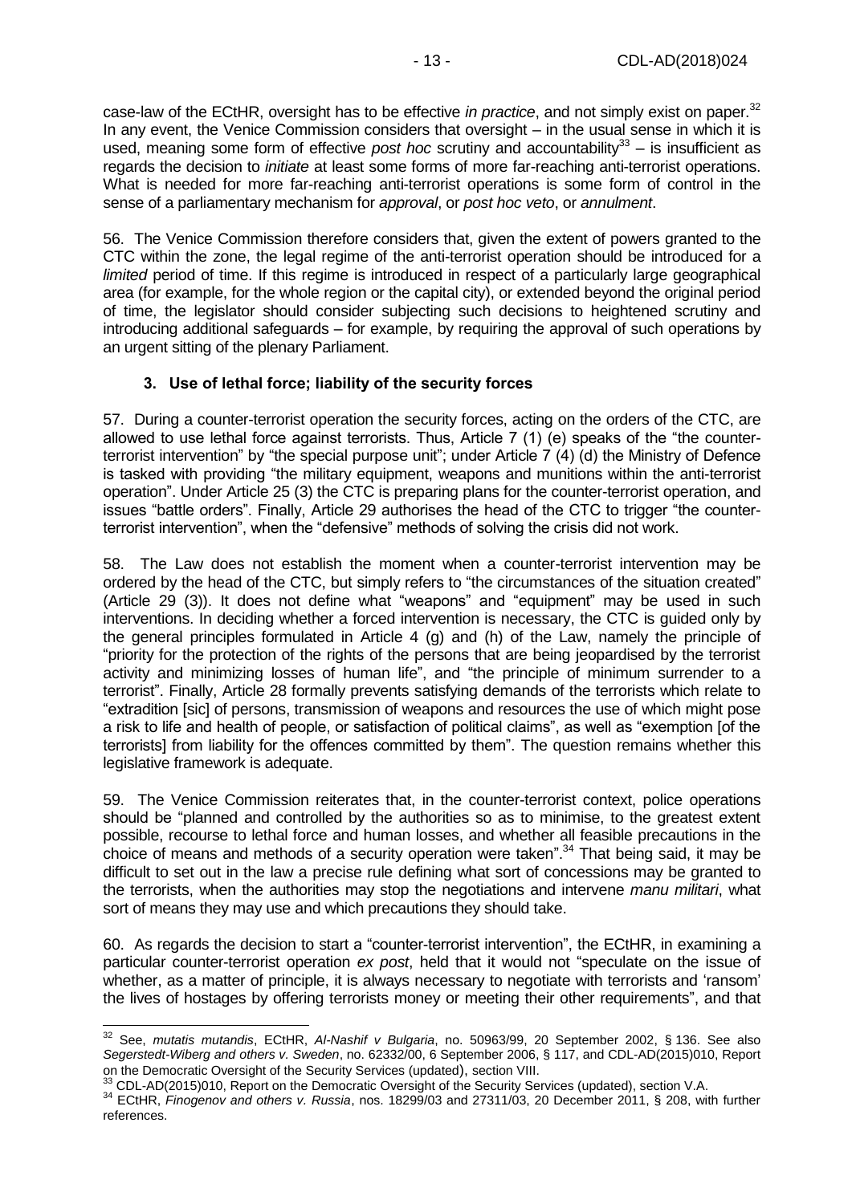case-law of the ECtHR, oversight has to be effective *in practice*, and not simply exist on paper.[32] In any event, the Venice Commission considers that oversight – in the usual sense in which it is used, meaning some form of effective *post hoc* scrutiny and accountability[33] – is insufficient as regards the decision to *initiate* at least some forms of more far-reaching anti-terrorist operations. What is needed for more far-reaching anti-terrorist operations is some form of control in the sense of a parliamentary mechanism for *approval*, or *post hoc veto*, or *annulment*.

56. The Venice Commission therefore considers that, given the extent of powers granted to the CTC within the zone, the legal regime of the anti-terrorist operation should be introduced for a *limited* period of time. If this regime is introduced in respect of a particularly large geographical area (for example, for the whole region or the capital city), or extended beyond the original period of time, the legislator should consider subjecting such decisions to heightened scrutiny and introducing additional safeguards – for example, by requiring the approval of such operations by an urgent sitting of the plenary Parliament.

### 3. Use of lethal force; liability of the security forces

57. During a counter-terrorist operation the security forces, acting on the orders of the CTC, are allowed to use lethal force against terrorists. Thus, Article 7 (1) (e) speaks of the "the counter-terrorist intervention" by "the special purpose unit"; under Article 7 (4) (d) the Ministry of Defence is tasked with providing "the military equipment, weapons and munitions within the anti-terrorist operation". Under Article 25 (3) the CTC is preparing plans for the counter-terrorist operation, and issues "battle orders". Finally, Article 29 authorises the head of the CTC to trigger "the counter-terrorist intervention", when the "defensive" methods of solving the crisis did not work.

58. The Law does not establish the moment when a counter-terrorist intervention may be ordered by the head of the CTC, but simply refers to "the circumstances of the situation created" (Article 29 (3)). It does not define what "weapons" and "equipment" may be used in such interventions. In deciding whether a forced intervention is necessary, the CTC is guided only by the general principles formulated in Article 4 (g) and (h) of the Law, namely the principle of "priority for the protection of the rights of the persons that are being jeopardised by the terrorist activity and minimizing losses of human life", and "the principle of minimum surrender to a terrorist". Finally, Article 28 formally prevents satisfying demands of the terrorists which relate to "extradition [sic] of persons, transmission of weapons and resources the use of which might pose a risk to life and health of people, or satisfaction of political claims", as well as "exemption [of the terrorists] from liability for the offences committed by them". The question remains whether this legislative framework is adequate.

59. The Venice Commission reiterates that, in the counter-terrorist context, police operations should be "planned and controlled by the authorities so as to minimise, to the greatest extent possible, recourse to lethal force and human losses, and whether all feasible precautions in the choice of means and methods of a security operation were taken".[34] That being said, it may be difficult to set out in the law a precise rule defining what sort of concessions may be granted to the terrorists, when the authorities may stop the negotiations and intervene *manu militari*, what sort of means they may use and which precautions they should take.

60. As regards the decision to start a "counter-terrorist intervention", the ECtHR, in examining a particular counter-terrorist operation *ex post*, held that it would not "speculate on the issue of whether, as a matter of principle, it is always necessary to negotiate with terrorists and 'ransom' the lives of hostages by offering terrorists money or meeting their other requirements", and that

---

[32] See, *mutatis mutandis*, ECtHR, *Al-Nashif v Bulgaria*, no. 50963/99, 20 September 2002, § 136. See also *Segerstedt-Wiberg and others v. Sweden*, no. 62332/00, 6 September 2006, § 117, and CDL-AD(2015)010, Report on the Democratic Oversight of the Security Services (updated), section VIII.

[33] CDL-AD(2015)010, Report on the Democratic Oversight of the Security Services (updated), section V.A.

[34] ECtHR, *Finogenov and others v. Russia*, nos. 18299/03 and 27311/03, 20 December 2011, § 208, with further references.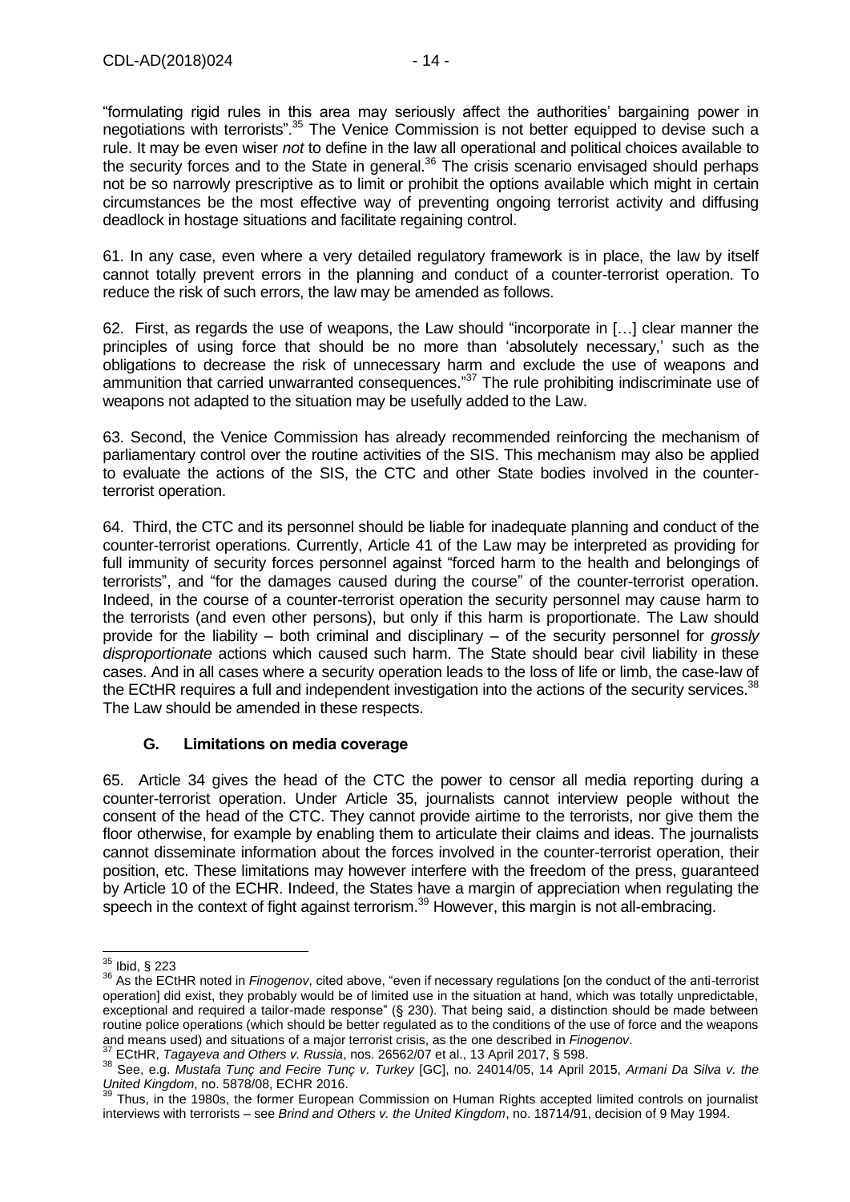"formulating rigid rules in this area may seriously affect the authorities' bargaining power in negotiations with terrorists".[35] The Venice Commission is not better equipped to devise such a rule. It may be even wiser *not* to define in the law all operational and political choices available to the security forces and to the State in general.[36] The crisis scenario envisaged should perhaps not be so narrowly prescriptive as to limit or prohibit the options available which might in certain circumstances be the most effective way of preventing ongoing terrorist activity and diffusing deadlock in hostage situations and facilitate regaining control.

61. In any case, even where a very detailed regulatory framework is in place, the law by itself cannot totally prevent errors in the planning and conduct of a counter-terrorist operation. To reduce the risk of such errors, the law may be amended as follows.

62. First, as regards the use of weapons, the Law should "incorporate in […] clear manner the principles of using force that should be no more than 'absolutely necessary,' such as the obligations to decrease the risk of unnecessary harm and exclude the use of weapons and ammunition that carried unwarranted consequences."[37] The rule prohibiting indiscriminate use of weapons not adapted to the situation may be usefully added to the Law.

63. Second, the Venice Commission has already recommended reinforcing the mechanism of parliamentary control over the routine activities of the SIS. This mechanism may also be applied to evaluate the actions of the SIS, the CTC and other State bodies involved in the counter-terrorist operation.

64. Third, the CTC and its personnel should be liable for inadequate planning and conduct of the counter-terrorist operations. Currently, Article 41 of the Law may be interpreted as providing for full immunity of security forces personnel against "forced harm to the health and belongings of terrorists", and "for the damages caused during the course" of the counter-terrorist operation. Indeed, in the course of a counter-terrorist operation the security personnel may cause harm to the terrorists (and even other persons), but only if this harm is proportionate. The Law should provide for the liability – both criminal and disciplinary – of the security personnel for *grossly disproportionate* actions which caused such harm. The State should bear civil liability in these cases. And in all cases where a security operation leads to the loss of life or limb, the case-law of the ECtHR requires a full and independent investigation into the actions of the security services.[38] The Law should be amended in these respects.

### G. Limitations on media coverage

65. Article 34 gives the head of the CTC the power to censor all media reporting during a counter-terrorist operation. Under Article 35, journalists cannot interview people without the consent of the head of the CTC. They cannot provide airtime to the terrorists, nor give them the floor otherwise, for example by enabling them to articulate their claims and ideas. The journalists cannot disseminate information about the forces involved in the counter-terrorist operation, their position, etc. These limitations may however interfere with the freedom of the press, guaranteed by Article 10 of the ECHR. Indeed, the States have a margin of appreciation when regulating the speech in the context of fight against terrorism.[39] However, this margin is not all-embracing.

---

[35] Ibid, § 223

[36] As the ECtHR noted in *Finogenov*, cited above, "even if necessary regulations [on the conduct of the anti-terrorist operation] did exist, they probably would be of limited use in the situation at hand, which was totally unpredictable, exceptional and required a tailor-made response" (§ 230). That being said, a distinction should be made between routine police operations (which should be better regulated as to the conditions of the use of force and the weapons and means used) and situations of a major terrorist crisis, as the one described in *Finogenov*.

[37] ECtHR, *Tagayeva and Others v. Russia*, nos. 26562/07 et al., 13 April 2017, § 598.

[38] See, e.g. *Mustafa Tunç and Fecire Tunç v. Turkey* [GC], no. 24014/05, 14 April 2015, *Armani Da Silva v. the United Kingdom*, no. 5878/08, ECHR 2016.

[39] Thus, in the 1980s, the former European Commission on Human Rights accepted limited controls on journalist interviews with terrorists – see *Brind and Others v. the United Kingdom*, no. 18714/91, decision of 9 May 1994.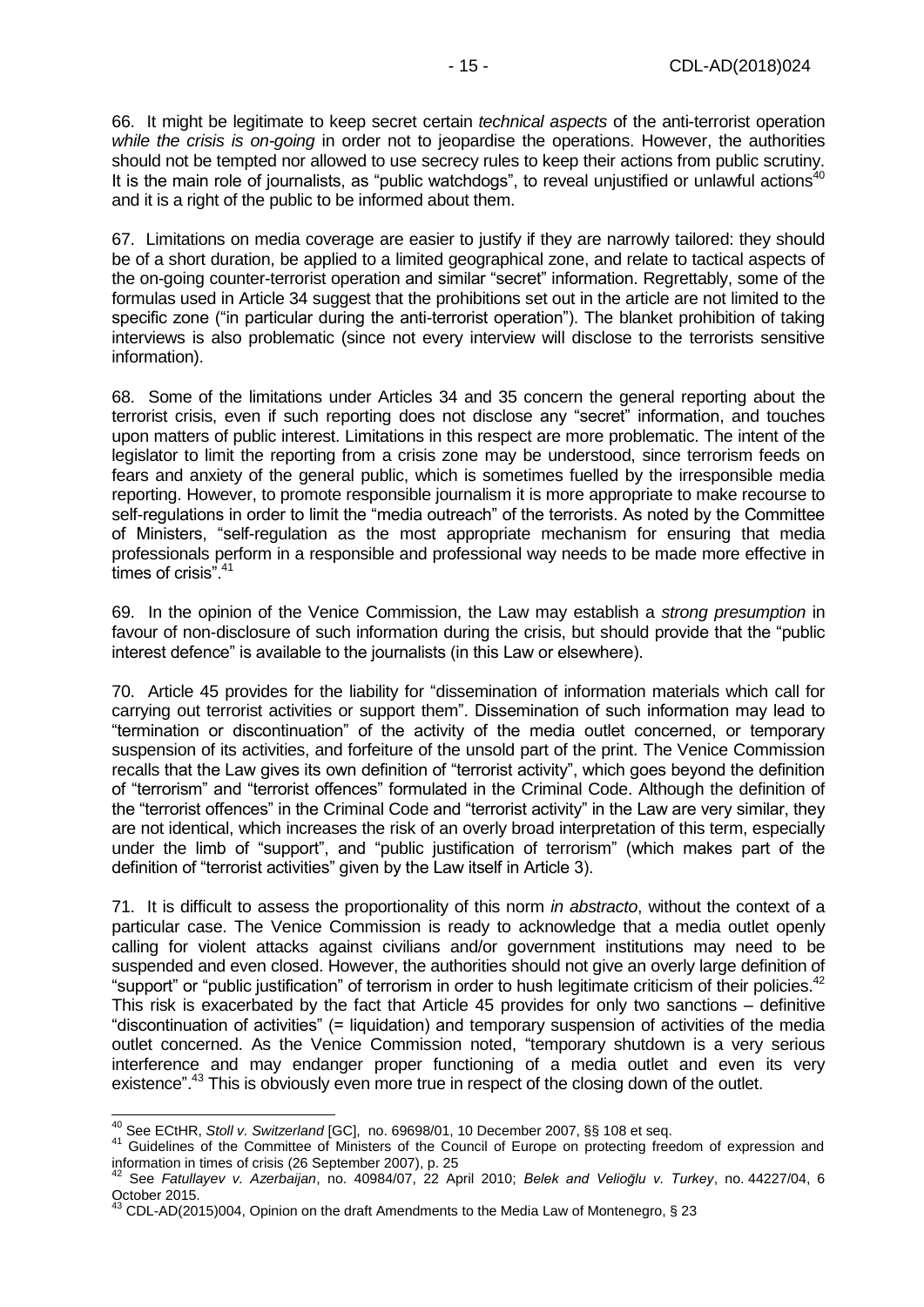66. It might be legitimate to keep secret certain *technical aspects* of the anti-terrorist operation *while the crisis is on-going* in order not to jeopardise the operations. However, the authorities should not be tempted nor allowed to use secrecy rules to keep their actions from public scrutiny. It is the main role of journalists, as "public watchdogs", to reveal unjustified or unlawful actions[40] and it is a right of the public to be informed about them.

67. Limitations on media coverage are easier to justify if they are narrowly tailored: they should be of a short duration, be applied to a limited geographical zone, and relate to tactical aspects of the on-going counter-terrorist operation and similar "secret" information. Regrettably, some of the formulas used in Article 34 suggest that the prohibitions set out in the article are not limited to the specific zone ("in particular during the anti-terrorist operation"). The blanket prohibition of taking interviews is also problematic (since not every interview will disclose to the terrorists sensitive information).

68. Some of the limitations under Articles 34 and 35 concern the general reporting about the terrorist crisis, even if such reporting does not disclose any "secret" information, and touches upon matters of public interest. Limitations in this respect are more problematic. The intent of the legislator to limit the reporting from a crisis zone may be understood, since terrorism feeds on fears and anxiety of the general public, which is sometimes fuelled by the irresponsible media reporting. However, to promote responsible journalism it is more appropriate to make recourse to self-regulations in order to limit the "media outreach" of the terrorists. As noted by the Committee of Ministers, "self-regulation as the most appropriate mechanism for ensuring that media professionals perform in a responsible and professional way needs to be made more effective in times of crisis".[41]

69. In the opinion of the Venice Commission, the Law may establish a *strong presumption* in favour of non-disclosure of such information during the crisis, but should provide that the "public interest defence" is available to the journalists (in this Law or elsewhere).

70. Article 45 provides for the liability for "dissemination of information materials which call for carrying out terrorist activities or support them". Dissemination of such information may lead to "termination or discontinuation" of the activity of the media outlet concerned, or temporary suspension of its activities, and forfeiture of the unsold part of the print. The Venice Commission recalls that the Law gives its own definition of "terrorist activity", which goes beyond the definition of "terrorism" and "terrorist offences" formulated in the Criminal Code. Although the definition of the "terrorist offences" in the Criminal Code and "terrorist activity" in the Law are very similar, they are not identical, which increases the risk of an overly broad interpretation of this term, especially under the limb of "support", and "public justification of terrorism" (which makes part of the definition of "terrorist activities" given by the Law itself in Article 3).

71. It is difficult to assess the proportionality of this norm *in abstracto*, without the context of a particular case. The Venice Commission is ready to acknowledge that a media outlet openly calling for violent attacks against civilians and/or government institutions may need to be suspended and even closed. However, the authorities should not give an overly large definition of "support" or "public justification" of terrorism in order to hush legitimate criticism of their policies.[42] This risk is exacerbated by the fact that Article 45 provides for only two sanctions – definitive "discontinuation of activities" (= liquidation) and temporary suspension of activities of the media outlet concerned. As the Venice Commission noted, "temporary shutdown is a very serious interference and may endanger proper functioning of a media outlet and even its very existence".[43] This is obviously even more true in respect of the closing down of the outlet.

---

[40] See ECtHR, *Stoll v. Switzerland* [GC], no. 69698/01, 10 December 2007, §§ 108 et seq.

[41] Guidelines of the Committee of Ministers of the Council of Europe on protecting freedom of expression and information in times of crisis (26 September 2007), p. 25

[42] See *Fatullayev v. Azerbaijan*, no. 40984/07, 22 April 2010; *Belek and Velioğlu v. Turkey*, no. 44227/04, 6 October 2015.

[43] CDL-AD(2015)004, Opinion on the draft Amendments to the Media Law of Montenegro, § 23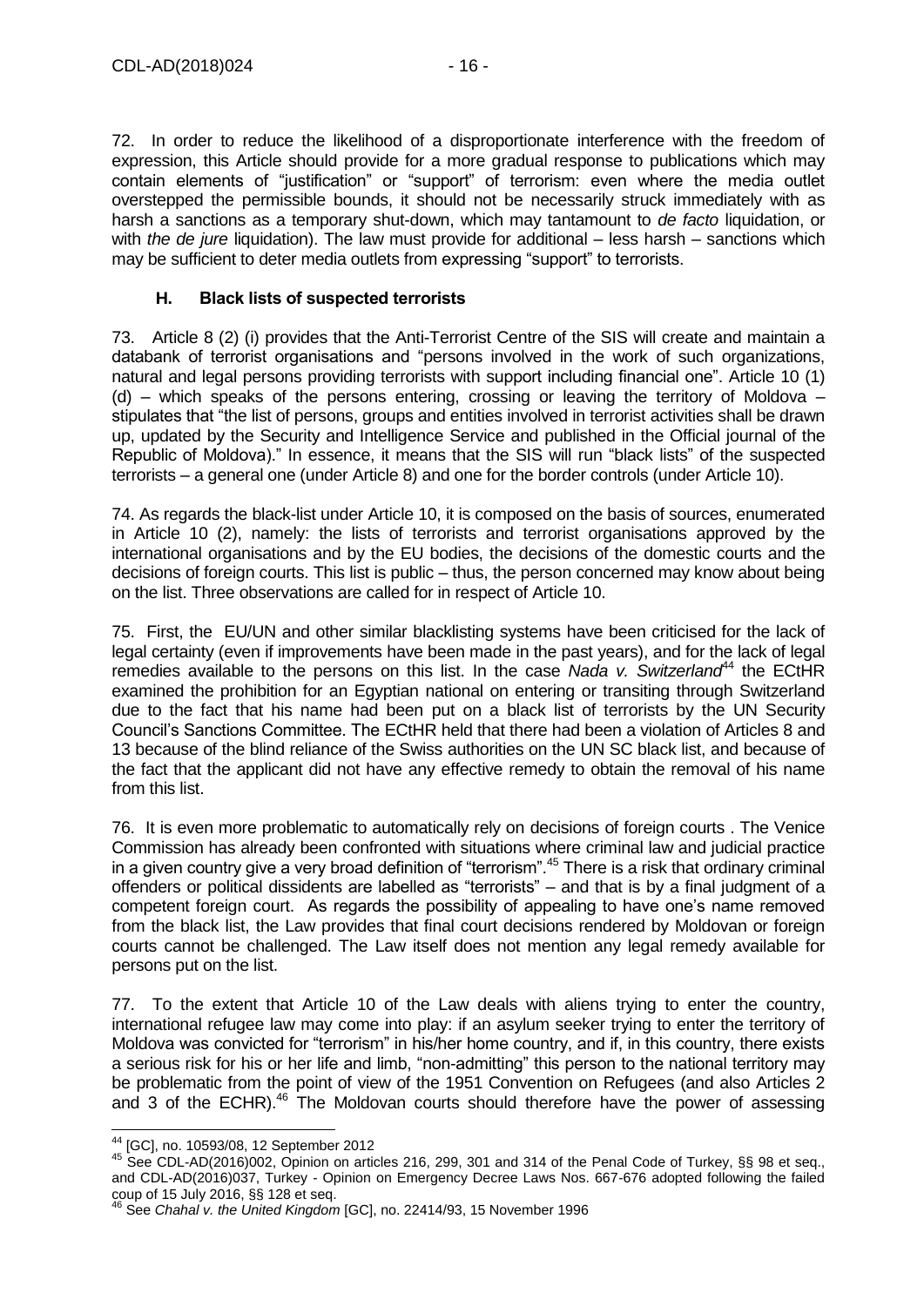72. In order to reduce the likelihood of a disproportionate interference with the freedom of expression, this Article should provide for a more gradual response to publications which may contain elements of "justification" or "support" of terrorism: even where the media outlet overstepped the permissible bounds, it should not be necessarily struck immediately with as harsh a sanctions as a temporary shut-down, which may tantamount to *de facto* liquidation, or with *the de jure* liquidation). The law must provide for additional – less harsh – sanctions which may be sufficient to deter media outlets from expressing "support" to terrorists.

### H. Black lists of suspected terrorists

73. Article 8 (2) (i) provides that the Anti-Terrorist Centre of the SIS will create and maintain a databank of terrorist organisations and "persons involved in the work of such organizations, natural and legal persons providing terrorists with support including financial one". Article 10 (1) (d) – which speaks of the persons entering, crossing or leaving the territory of Moldova – stipulates that "the list of persons, groups and entities involved in terrorist activities shall be drawn up, updated by the Security and Intelligence Service and published in the Official journal of the Republic of Moldova)." In essence, it means that the SIS will run "black lists" of the suspected terrorists – a general one (under Article 8) and one for the border controls (under Article 10).

74. As regards the black-list under Article 10, it is composed on the basis of sources, enumerated in Article 10 (2), namely: the lists of terrorists and terrorist organisations approved by the international organisations and by the EU bodies, the decisions of the domestic courts and the decisions of foreign courts. This list is public – thus, the person concerned may know about being on the list. Three observations are called for in respect of Article 10.

75. First, the EU/UN and other similar blacklisting systems have been criticised for the lack of legal certainty (even if improvements have been made in the past years), and for the lack of legal remedies available to the persons on this list. In the case *Nada v. Switzerland*[44] the ECtHR examined the prohibition for an Egyptian national on entering or transiting through Switzerland due to the fact that his name had been put on a black list of terrorists by the UN Security Council's Sanctions Committee. The ECtHR held that there had been a violation of Articles 8 and 13 because of the blind reliance of the Swiss authorities on the UN SC black list, and because of the fact that the applicant did not have any effective remedy to obtain the removal of his name from this list.

76. It is even more problematic to automatically rely on decisions of foreign courts . The Venice Commission has already been confronted with situations where criminal law and judicial practice in a given country give a very broad definition of "terrorism".[45] There is a risk that ordinary criminal offenders or political dissidents are labelled as "terrorists" – and that is by a final judgment of a competent foreign court. As regards the possibility of appealing to have one's name removed from the black list, the Law provides that final court decisions rendered by Moldovan or foreign courts cannot be challenged. The Law itself does not mention any legal remedy available for persons put on the list.

77. To the extent that Article 10 of the Law deals with aliens trying to enter the country, international refugee law may come into play: if an asylum seeker trying to enter the territory of Moldova was convicted for "terrorism" in his/her home country, and if, in this country, there exists a serious risk for his or her life and limb, "non-admitting" this person to the national territory may be problematic from the point of view of the 1951 Convention on Refugees (and also Articles 2 and 3 of the ECHR).[46] The Moldovan courts should therefore have the power of assessing

---

[44] [GC], no. 10593/08, 12 September 2012

[45] See CDL-AD(2016)002, Opinion on articles 216, 299, 301 and 314 of the Penal Code of Turkey, §§ 98 et seq., and CDL-AD(2016)037, Turkey - Opinion on Emergency Decree Laws Nos. 667-676 adopted following the failed coup of 15 July 2016, §§ 128 et seq.

[46] See *Chahal v. the United Kingdom* [GC], no. 22414/93, 15 November 1996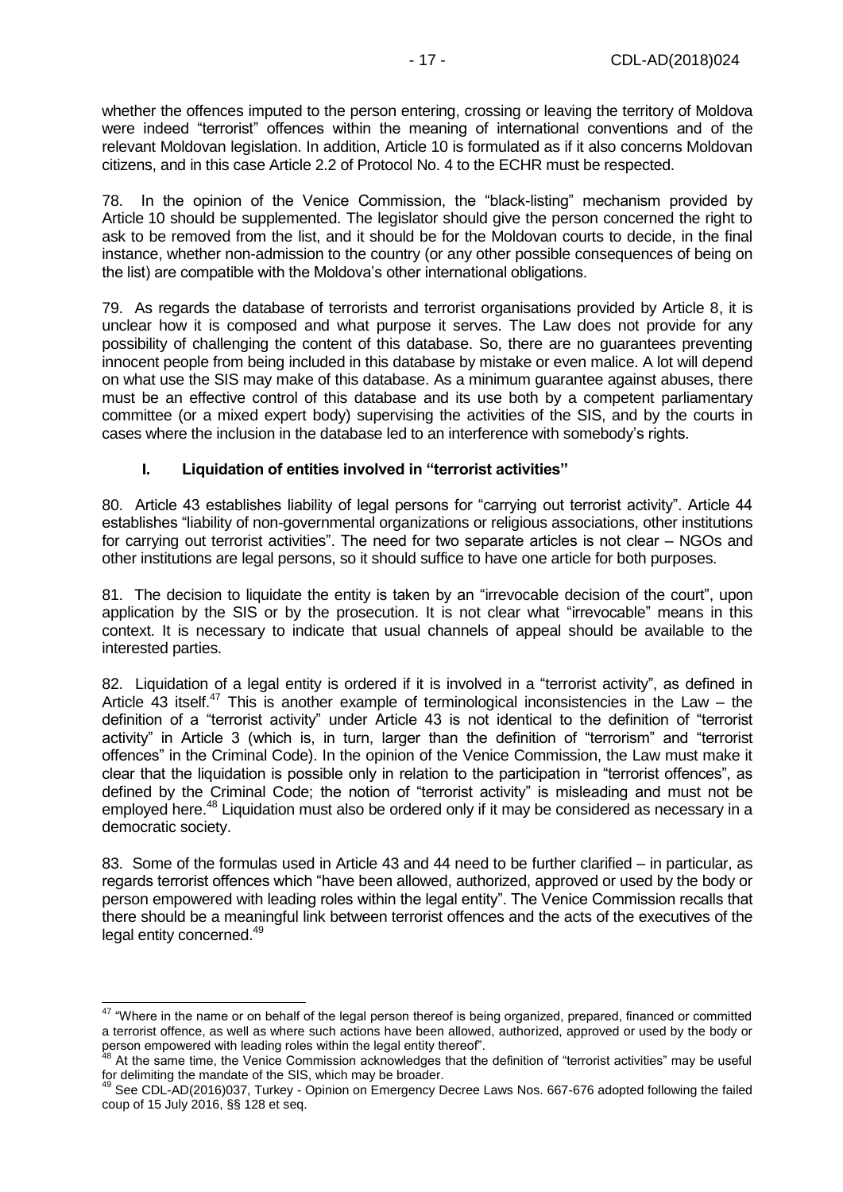whether the offences imputed to the person entering, crossing or leaving the territory of Moldova were indeed "terrorist" offences within the meaning of international conventions and of the relevant Moldovan legislation. In addition, Article 10 is formulated as if it also concerns Moldovan citizens, and in this case Article 2.2 of Protocol No. 4 to the ECHR must be respected.

78. In the opinion of the Venice Commission, the "black-listing" mechanism provided by Article 10 should be supplemented. The legislator should give the person concerned the right to ask to be removed from the list, and it should be for the Moldovan courts to decide, in the final instance, whether non-admission to the country (or any other possible consequences of being on the list) are compatible with the Moldova's other international obligations.

79. As regards the database of terrorists and terrorist organisations provided by Article 8, it is unclear how it is composed and what purpose it serves. The Law does not provide for any possibility of challenging the content of this database. So, there are no guarantees preventing innocent people from being included in this database by mistake or even malice. A lot will depend on what use the SIS may make of this database. As a minimum guarantee against abuses, there must be an effective control of this database and its use both by a competent parliamentary committee (or a mixed expert body) supervising the activities of the SIS, and by the courts in cases where the inclusion in the database led to an interference with somebody's rights.

## I. Liquidation of entities involved in "terrorist activities"

80. Article 43 establishes liability of legal persons for "carrying out terrorist activity". Article 44 establishes "liability of non-governmental organizations or religious associations, other institutions for carrying out terrorist activities". The need for two separate articles is not clear – NGOs and other institutions are legal persons, so it should suffice to have one article for both purposes.

81. The decision to liquidate the entity is taken by an "irrevocable decision of the court", upon application by the SIS or by the prosecution. It is not clear what "irrevocable" means in this context. It is necessary to indicate that usual channels of appeal should be available to the interested parties.

82. Liquidation of a legal entity is ordered if it is involved in a "terrorist activity", as defined in Article 43 itself.[47] This is another example of terminological inconsistencies in the Law – the definition of a "terrorist activity" under Article 43 is not identical to the definition of "terrorist activity" in Article 3 (which is, in turn, larger than the definition of "terrorism" and "terrorist offences" in the Criminal Code). In the opinion of the Venice Commission, the Law must make it clear that the liquidation is possible only in relation to the participation in "terrorist offences", as defined by the Criminal Code; the notion of "terrorist activity" is misleading and must not be employed here.[48] Liquidation must also be ordered only if it may be considered as necessary in a democratic society.

83. Some of the formulas used in Article 43 and 44 need to be further clarified – in particular, as regards terrorist offences which "have been allowed, authorized, approved or used by the body or person empowered with leading roles within the legal entity". The Venice Commission recalls that there should be a meaningful link between terrorist offences and the acts of the executives of the legal entity concerned.[49]

---

[47] "Where in the name or on behalf of the legal person thereof is being organized, prepared, financed or committed a terrorist offence, as well as where such actions have been allowed, authorized, approved or used by the body or person empowered with leading roles within the legal entity thereof".

[48] At the same time, the Venice Commission acknowledges that the definition of "terrorist activities" may be useful for delimiting the mandate of the SIS, which may be broader.

[49] See CDL-AD(2016)037, Turkey - Opinion on Emergency Decree Laws Nos. 667-676 adopted following the failed coup of 15 July 2016, §§ 128 et seq.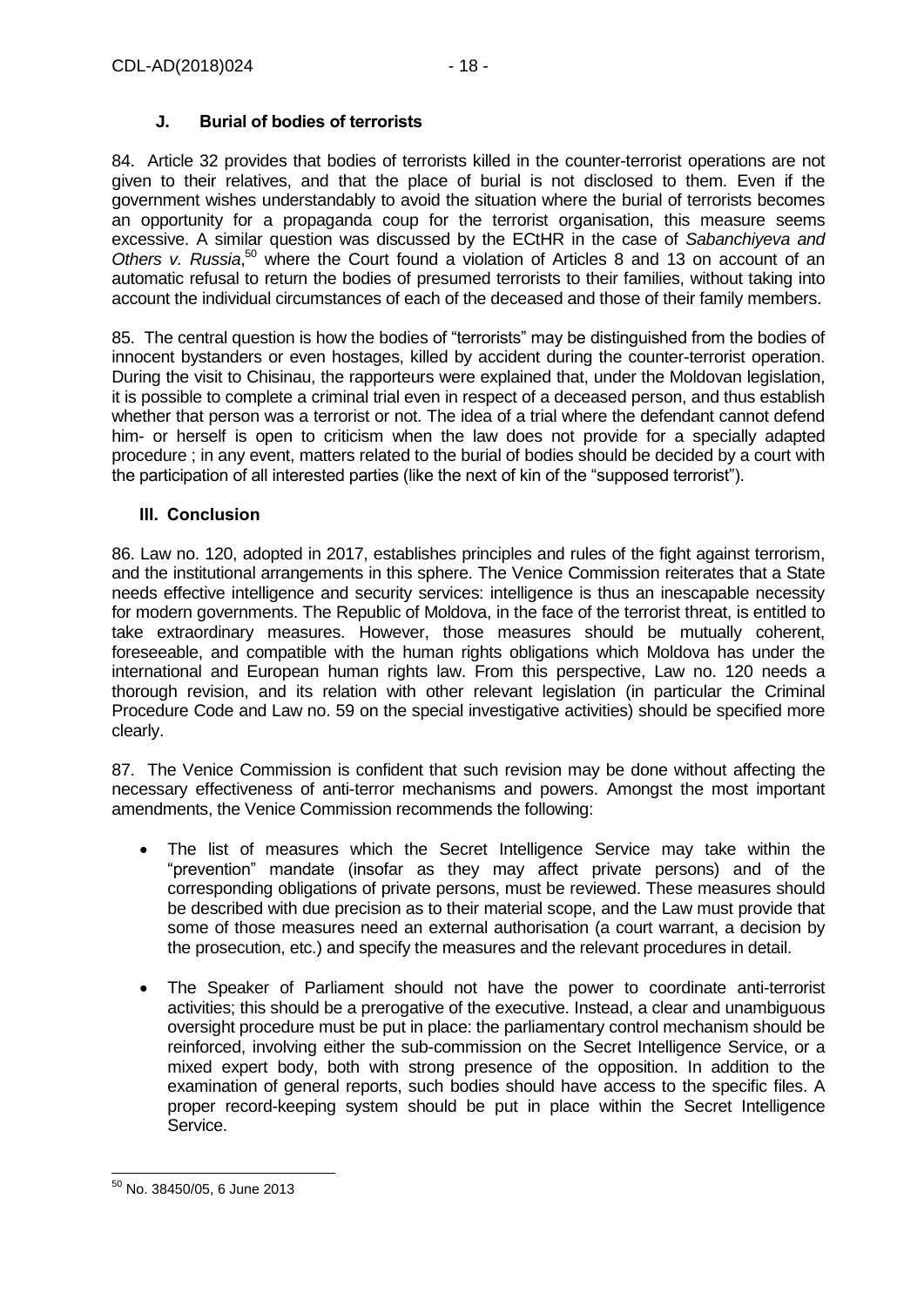### J. Burial of bodies of terrorists

84. Article 32 provides that bodies of terrorists killed in the counter-terrorist operations are not given to their relatives, and that the place of burial is not disclosed to them. Even if the government wishes understandably to avoid the situation where the burial of terrorists becomes an opportunity for a propaganda coup for the terrorist organisation, this measure seems excessive. A similar question was discussed by the ECtHR in the case of *Sabanchiyeva and Others v. Russia*,[50] where the Court found a violation of Articles 8 and 13 on account of an automatic refusal to return the bodies of presumed terrorists to their families, without taking into account the individual circumstances of each of the deceased and those of their family members.

85. The central question is how the bodies of "terrorists" may be distinguished from the bodies of innocent bystanders or even hostages, killed by accident during the counter-terrorist operation. During the visit to Chisinau, the rapporteurs were explained that, under the Moldovan legislation, it is possible to complete a criminal trial even in respect of a deceased person, and thus establish whether that person was a terrorist or not. The idea of a trial where the defendant cannot defend him- or herself is open to criticism when the law does not provide for a specially adapted procedure ; in any event, matters related to the burial of bodies should be decided by a court with the participation of all interested parties (like the next of kin of the "supposed terrorist").

## III. Conclusion

86. Law no. 120, adopted in 2017, establishes principles and rules of the fight against terrorism, and the institutional arrangements in this sphere. The Venice Commission reiterates that a State needs effective intelligence and security services: intelligence is thus an inescapable necessity for modern governments. The Republic of Moldova, in the face of the terrorist threat, is entitled to take extraordinary measures. However, those measures should be mutually coherent, foreseeable, and compatible with the human rights obligations which Moldova has under the international and European human rights law. From this perspective, Law no. 120 needs a thorough revision, and its relation with other relevant legislation (in particular the Criminal Procedure Code and Law no. 59 on the special investigative activities) should be specified more clearly.

87. The Venice Commission is confident that such revision may be done without affecting the necessary effectiveness of anti-terror mechanisms and powers. Amongst the most important amendments, the Venice Commission recommends the following:

- The list of measures which the Secret Intelligence Service may take within the "prevention" mandate (insofar as they may affect private persons) and of the corresponding obligations of private persons, must be reviewed. These measures should be described with due precision as to their material scope, and the Law must provide that some of those measures need an external authorisation (a court warrant, a decision by the prosecution, etc.) and specify the measures and the relevant procedures in detail.
- The Speaker of Parliament should not have the power to coordinate anti-terrorist activities; this should be a prerogative of the executive. Instead, a clear and unambiguous oversight procedure must be put in place: the parliamentary control mechanism should be reinforced, involving either the sub-commission on the Secret Intelligence Service, or a mixed expert body, both with strong presence of the opposition. In addition to the examination of general reports, such bodies should have access to the specific files. A proper record-keeping system should be put in place within the Secret Intelligence Service.

---

[50] No. 38450/05, 6 June 2013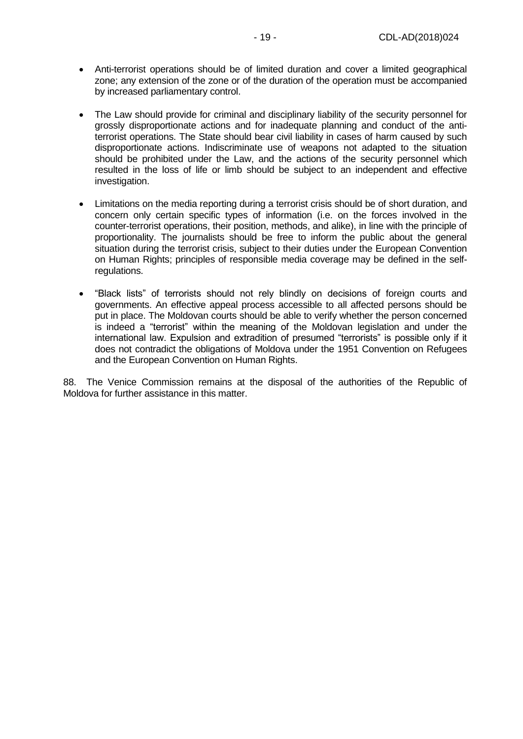- Anti-terrorist operations should be of limited duration and cover a limited geographical zone; any extension of the zone or of the duration of the operation must be accompanied by increased parliamentary control.

- The Law should provide for criminal and disciplinary liability of the security personnel for grossly disproportionate actions and for inadequate planning and conduct of the anti-terrorist operations. The State should bear civil liability in cases of harm caused by such disproportionate actions. Indiscriminate use of weapons not adapted to the situation should be prohibited under the Law, and the actions of the security personnel which resulted in the loss of life or limb should be subject to an independent and effective investigation.

- Limitations on the media reporting during a terrorist crisis should be of short duration, and concern only certain specific types of information (i.e. on the forces involved in the counter-terrorist operations, their position, methods, and alike), in line with the principle of proportionality. The journalists should be free to inform the public about the general situation during the terrorist crisis, subject to their duties under the European Convention on Human Rights; principles of responsible media coverage may be defined in the self-regulations.

- "Black lists" of terrorists should not rely blindly on decisions of foreign courts and governments. An effective appeal process accessible to all affected persons should be put in place. The Moldovan courts should be able to verify whether the person concerned is indeed a "terrorist" within the meaning of the Moldovan legislation and under the international law. Expulsion and extradition of presumed "terrorists" is possible only if it does not contradict the obligations of Moldova under the 1951 Convention on Refugees and the European Convention on Human Rights.

88. The Venice Commission remains at the disposal of the authorities of the Republic of Moldova for further assistance in this matter.